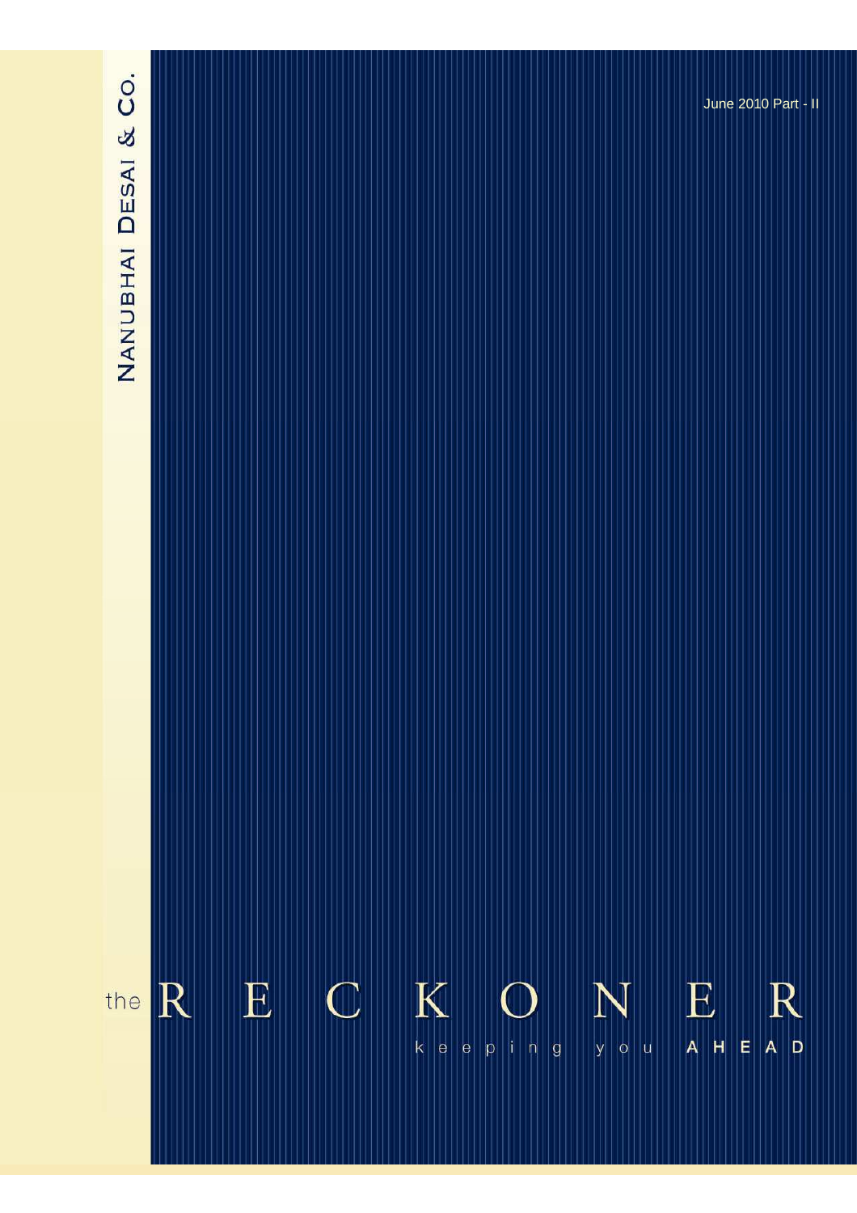Nanubhai Desai & Co.

June 2010 Part - II

# the RECKONER

keeping you AHEAD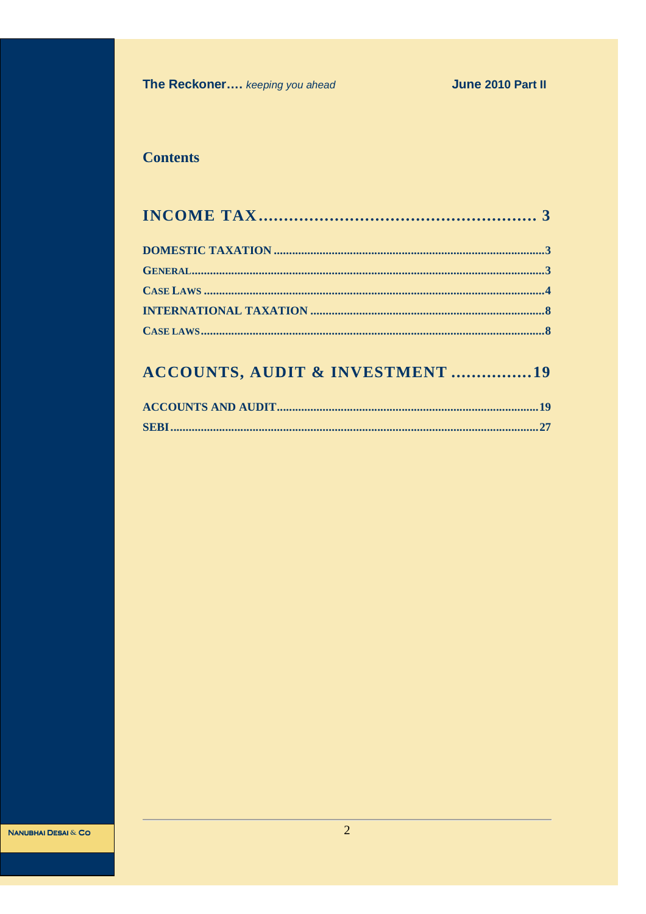## Contents

# INCOME TAX ........................................ 3

**DOMESTIC TAXATION** .......................................... 3

**GENERAL** .......................................... 3

**CASE LAWS** .......................................... 4

**INTERNATIONAL TAXATION** .......................................... 8

**CASE LAWS** .......................................... 8

# ACCOUNTS, AUDIT & INVESTMENT ................ 19

**ACCOUNTS AND AUDIT** .......................................... 19

**SEBI** .......................................... 27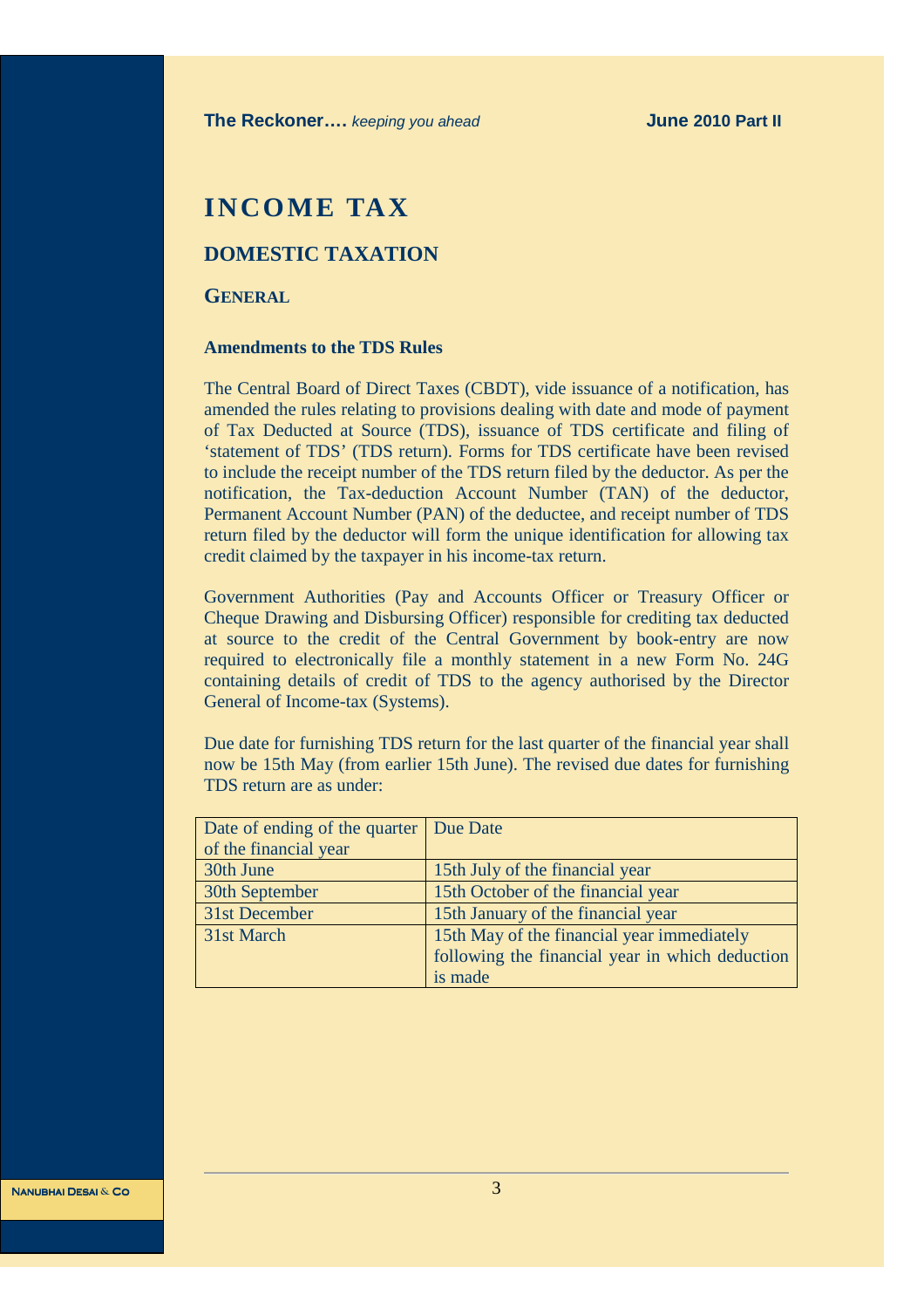# INCOME TAX

## DOMESTIC TAXATION

### GENERAL

#### Amendments to the TDS Rules

The Central Board of Direct Taxes (CBDT), vide issuance of a notification, has amended the rules relating to provisions dealing with date and mode of payment of Tax Deducted at Source (TDS), issuance of TDS certificate and filing of 'statement of TDS' (TDS return). Forms for TDS certificate have been revised to include the receipt number of the TDS return filed by the deductor. As per the notification, the Tax-deduction Account Number (TAN) of the deductor, Permanent Account Number (PAN) of the deductee, and receipt number of TDS return filed by the deductor will form the unique identification for allowing tax credit claimed by the taxpayer in his income-tax return.

Government Authorities (Pay and Accounts Officer or Treasury Officer or Cheque Drawing and Disbursing Officer) responsible for crediting tax deducted at source to the credit of the Central Government by book-entry are now required to electronically file a monthly statement in a new Form No. 24G containing details of credit of TDS to the agency authorised by the Director General of Income-tax (Systems).

Due date for furnishing TDS return for the last quarter of the financial year shall now be 15th May (from earlier 15th June). The revised due dates for furnishing TDS return are as under:

| Date of ending of the quarter of the financial year | Due Date |
|---|---|
| 30th June | 15th July of the financial year |
| 30th September | 15th October of the financial year |
| 31st December | 15th January of the financial year |
| 31st March | 15th May of the financial year immediately following the financial year in which deduction is made |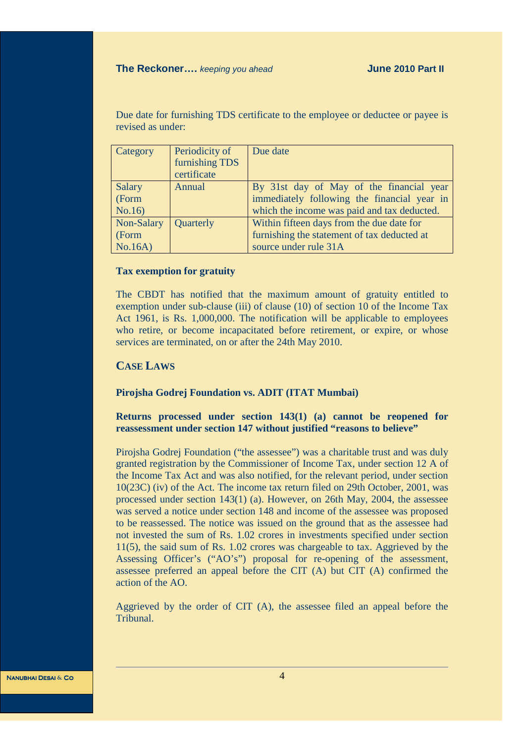Due date for furnishing TDS certificate to the employee or deductee or payee is revised as under:

| Category | Periodicity of furnishing TDS certificate | Due date |
|---|---|---|
| Salary (Form No.16) | Annual | By 31st day of May of the financial year immediately following the financial year in which the income was paid and tax deducted. |
| Non-Salary (Form No.16A) | Quarterly | Within fifteen days from the due date for furnishing the statement of tax deducted at source under rule 31A |

**Tax exemption for gratuity**

The CBDT has notified that the maximum amount of gratuity entitled to exemption under sub-clause (iii) of clause (10) of section 10 of the Income Tax Act 1961, is Rs. 1,000,000. The notification will be applicable to employees who retire, or become incapacitated before retirement, or expire, or whose services are terminated, on or after the 24th May 2010.

## CASE LAWS

**Pirojsha Godrej Foundation vs. ADIT (ITAT Mumbai)**

**Returns processed under section 143(1) (a) cannot be reopened for reassessment under section 147 without justified "reasons to believe"**

Pirojsha Godrej Foundation ("the assessee") was a charitable trust and was duly granted registration by the Commissioner of Income Tax, under section 12 A of the Income Tax Act and was also notified, for the relevant period, under section 10(23C) (iv) of the Act. The income tax return filed on 29th October, 2001, was processed under section 143(1) (a). However, on 26th May, 2004, the assessee was served a notice under section 148 and income of the assessee was proposed to be reassessed. The notice was issued on the ground that as the assessee had not invested the sum of Rs. 1.02 crores in investments specified under section 11(5), the said sum of Rs. 1.02 crores was chargeable to tax. Aggrieved by the Assessing Officer's ("AO's") proposal for re-opening of the assessment, assessee preferred an appeal before the CIT (A) but CIT (A) confirmed the action of the AO.

Aggrieved by the order of CIT (A), the assessee filed an appeal before the Tribunal.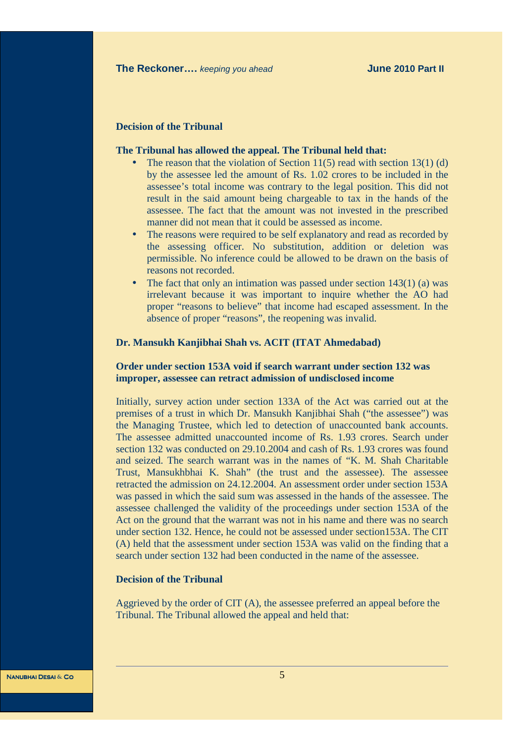**Decision of the Tribunal**

**The Tribunal has allowed the appeal. The Tribunal held that:**

- The reason that the violation of Section 11(5) read with section 13(1) (d) by the assessee led the amount of Rs. 1.02 crores to be included in the assessee's total income was contrary to the legal position. This did not result in the said amount being chargeable to tax in the hands of the assessee. The fact that the amount was not invested in the prescribed manner did not mean that it could be assessed as income.
- The reasons were required to be self explanatory and read as recorded by the assessing officer. No substitution, addition or deletion was permissible. No inference could be allowed to be drawn on the basis of reasons not recorded.
- The fact that only an intimation was passed under section 143(1) (a) was irrelevant because it was important to inquire whether the AO had proper "reasons to believe" that income had escaped assessment. In the absence of proper "reasons", the reopening was invalid.

**Dr. Mansukh Kanjibhai Shah vs. ACIT (ITAT Ahmedabad)**

**Order under section 153A void if search warrant under section 132 was improper, assessee can retract admission of undisclosed income**

Initially, survey action under section 133A of the Act was carried out at the premises of a trust in which Dr. Mansukh Kanjibhai Shah ("the assessee") was the Managing Trustee, which led to detection of unaccounted bank accounts. The assessee admitted unaccounted income of Rs. 1.93 crores. Search under section 132 was conducted on 29.10.2004 and cash of Rs. 1.93 crores was found and seized. The search warrant was in the names of "K. M. Shah Charitable Trust, Mansukhbhai K. Shah" (the trust and the assessee). The assessee retracted the admission on 24.12.2004. An assessment order under section 153A was passed in which the said sum was assessed in the hands of the assessee. The assessee challenged the validity of the proceedings under section 153A of the Act on the ground that the warrant was not in his name and there was no search under section 132. Hence, he could not be assessed under section153A. The CIT (A) held that the assessment under section 153A was valid on the finding that a search under section 132 had been conducted in the name of the assessee.

**Decision of the Tribunal**

Aggrieved by the order of CIT (A), the assessee preferred an appeal before the Tribunal. The Tribunal allowed the appeal and held that: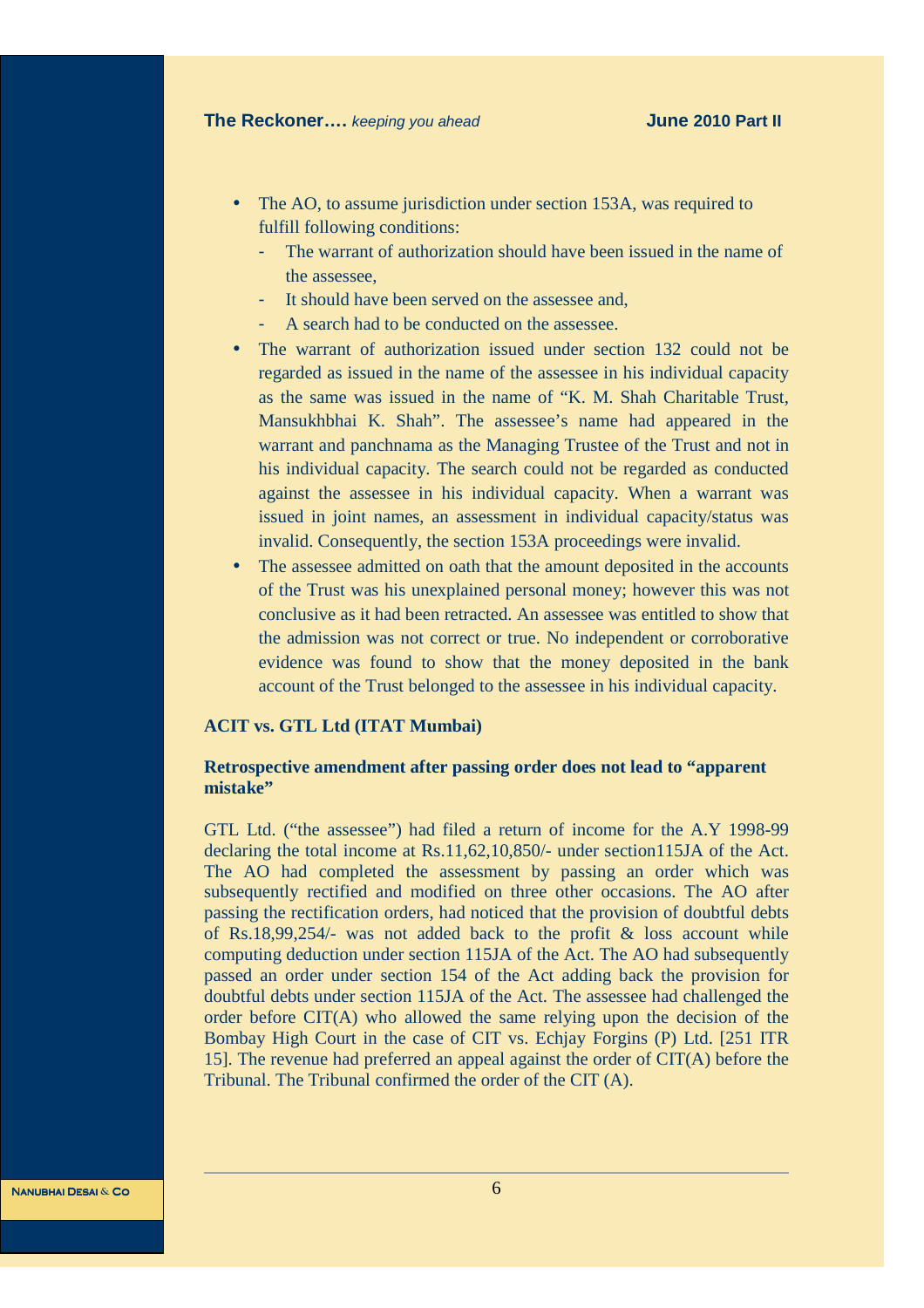- The AO, to assume jurisdiction under section 153A, was required to fulfill following conditions:
  - The warrant of authorization should have been issued in the name of the assessee,
  - It should have been served on the assessee and,
  - A search had to be conducted on the assessee.
- The warrant of authorization issued under section 132 could not be regarded as issued in the name of the assessee in his individual capacity as the same was issued in the name of "K. M. Shah Charitable Trust, Mansukhbhai K. Shah". The assessee's name had appeared in the warrant and panchnama as the Managing Trustee of the Trust and not in his individual capacity. The search could not be regarded as conducted against the assessee in his individual capacity. When a warrant was issued in joint names, an assessment in individual capacity/status was invalid. Consequently, the section 153A proceedings were invalid.
- The assessee admitted on oath that the amount deposited in the accounts of the Trust was his unexplained personal money; however this was not conclusive as it had been retracted. An assessee was entitled to show that the admission was not correct or true. No independent or corroborative evidence was found to show that the money deposited in the bank account of the Trust belonged to the assessee in his individual capacity.

**ACIT vs. GTL Ltd (ITAT Mumbai)**

**Retrospective amendment after passing order does not lead to "apparent mistake"**

GTL Ltd. ("the assessee") had filed a return of income for the A.Y 1998-99 declaring the total income at Rs.11,62,10,850/- under section115JA of the Act. The AO had completed the assessment by passing an order which was subsequently rectified and modified on three other occasions. The AO after passing the rectification orders, had noticed that the provision of doubtful debts of Rs.18,99,254/- was not added back to the profit & loss account while computing deduction under section 115JA of the Act. The AO had subsequently passed an order under section 154 of the Act adding back the provision for doubtful debts under section 115JA of the Act. The assessee had challenged the order before CIT(A) who allowed the same relying upon the decision of the Bombay High Court in the case of CIT vs. Echjay Forgins (P) Ltd. [251 ITR 15]. The revenue had preferred an appeal against the order of CIT(A) before the Tribunal. The Tribunal confirmed the order of the CIT (A).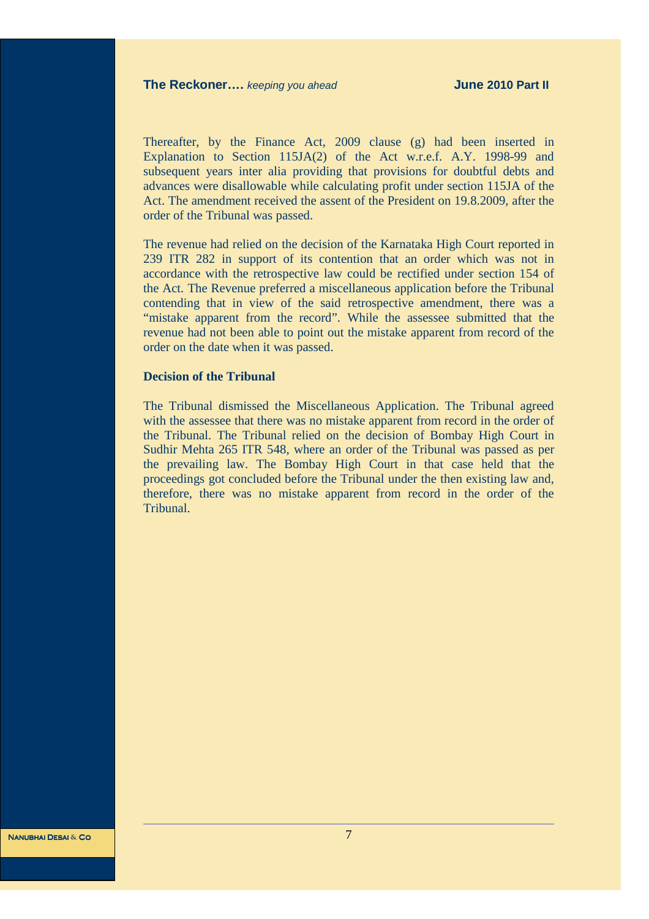Thereafter, by the Finance Act, 2009 clause (g) had been inserted in Explanation to Section 115JA(2) of the Act w.r.e.f. A.Y. 1998-99 and subsequent years inter alia providing that provisions for doubtful debts and advances were disallowable while calculating profit under section 115JA of the Act. The amendment received the assent of the President on 19.8.2009, after the order of the Tribunal was passed.

The revenue had relied on the decision of the Karnataka High Court reported in 239 ITR 282 in support of its contention that an order which was not in accordance with the retrospective law could be rectified under section 154 of the Act. The Revenue preferred a miscellaneous application before the Tribunal contending that in view of the said retrospective amendment, there was a "mistake apparent from the record". While the assessee submitted that the revenue had not been able to point out the mistake apparent from record of the order on the date when it was passed.

**Decision of the Tribunal**

The Tribunal dismissed the Miscellaneous Application. The Tribunal agreed with the assessee that there was no mistake apparent from record in the order of the Tribunal. The Tribunal relied on the decision of Bombay High Court in Sudhir Mehta 265 ITR 548, where an order of the Tribunal was passed as per the prevailing law. The Bombay High Court in that case held that the proceedings got concluded before the Tribunal under the then existing law and, therefore, there was no mistake apparent from record in the order of the Tribunal.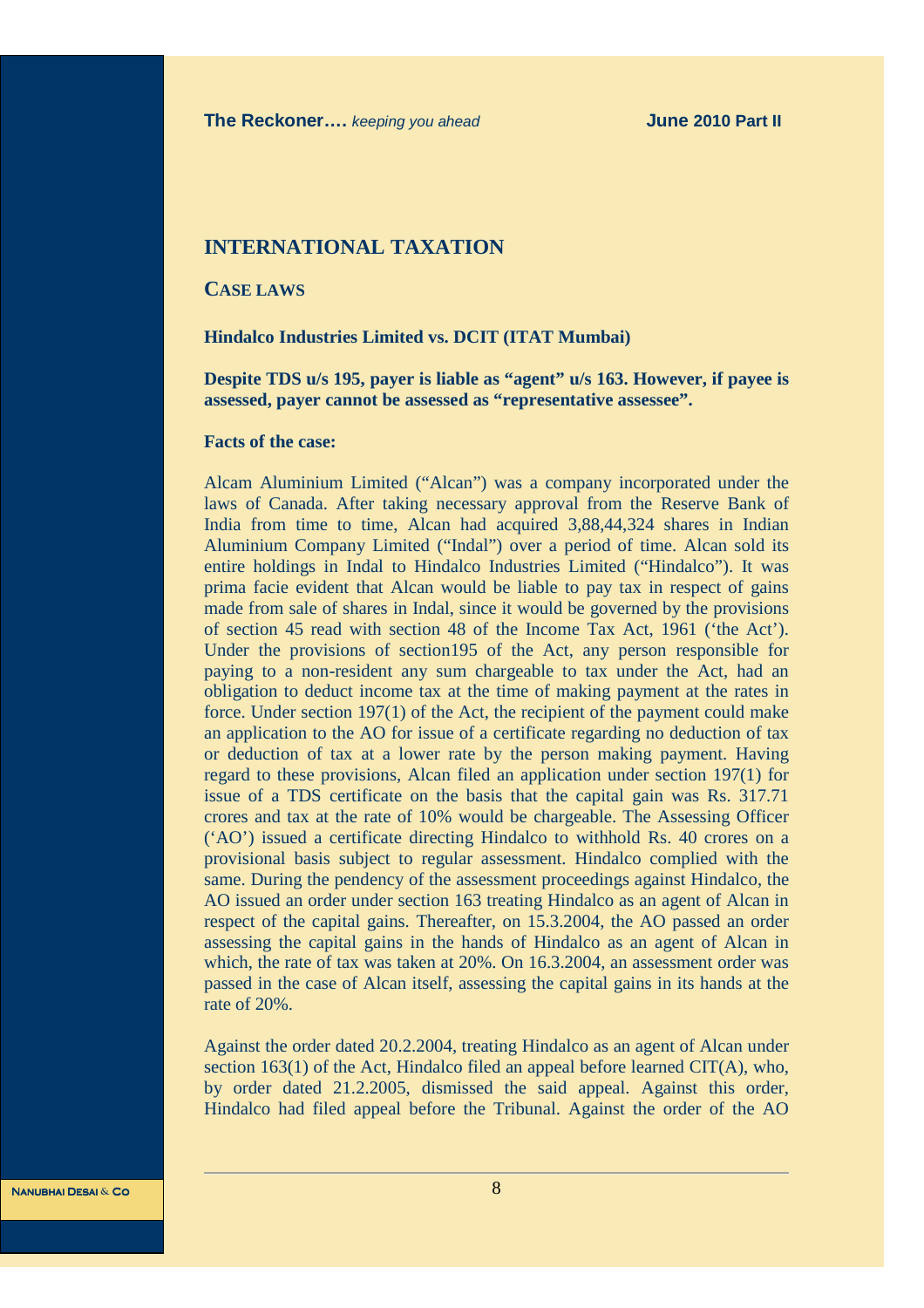## INTERNATIONAL TAXATION

### CASE LAWS

**Hindalco Industries Limited vs. DCIT (ITAT Mumbai)**

**Despite TDS u/s 195, payer is liable as "agent" u/s 163. However, if payee is assessed, payer cannot be assessed as "representative assessee".**

**Facts of the case:**

Alcam Aluminium Limited ("Alcan") was a company incorporated under the laws of Canada. After taking necessary approval from the Reserve Bank of India from time to time, Alcan had acquired 3,88,44,324 shares in Indian Aluminium Company Limited ("Indal") over a period of time. Alcan sold its entire holdings in Indal to Hindalco Industries Limited ("Hindalco"). It was prima facie evident that Alcan would be liable to pay tax in respect of gains made from sale of shares in Indal, since it would be governed by the provisions of section 45 read with section 48 of the Income Tax Act, 1961 ('the Act'). Under the provisions of section195 of the Act, any person responsible for paying to a non-resident any sum chargeable to tax under the Act, had an obligation to deduct income tax at the time of making payment at the rates in force. Under section 197(1) of the Act, the recipient of the payment could make an application to the AO for issue of a certificate regarding no deduction of tax or deduction of tax at a lower rate by the person making payment. Having regard to these provisions, Alcan filed an application under section 197(1) for issue of a TDS certificate on the basis that the capital gain was Rs. 317.71 crores and tax at the rate of 10% would be chargeable. The Assessing Officer ('AO') issued a certificate directing Hindalco to withhold Rs. 40 crores on a provisional basis subject to regular assessment. Hindalco complied with the same. During the pendency of the assessment proceedings against Hindalco, the AO issued an order under section 163 treating Hindalco as an agent of Alcan in respect of the capital gains. Thereafter, on 15.3.2004, the AO passed an order assessing the capital gains in the hands of Hindalco as an agent of Alcan in which, the rate of tax was taken at 20%. On 16.3.2004, an assessment order was passed in the case of Alcan itself, assessing the capital gains in its hands at the rate of 20%.

Against the order dated 20.2.2004, treating Hindalco as an agent of Alcan under section 163(1) of the Act, Hindalco filed an appeal before learned CIT(A), who, by order dated 21.2.2005, dismissed the said appeal. Against this order, Hindalco had filed appeal before the Tribunal. Against the order of the AO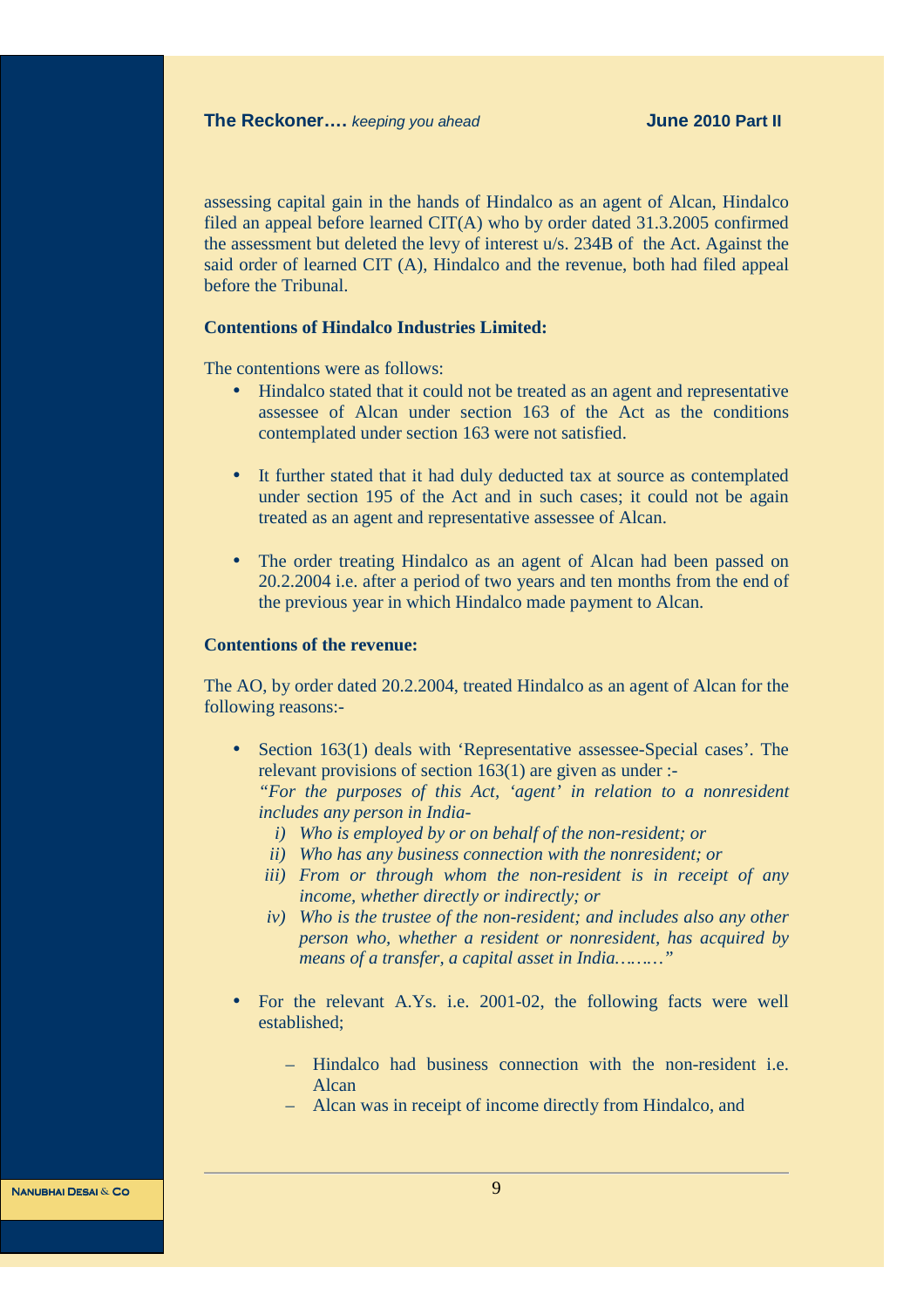assessing capital gain in the hands of Hindalco as an agent of Alcan, Hindalco filed an appeal before learned CIT(A) who by order dated 31.3.2005 confirmed the assessment but deleted the levy of interest u/s. 234B of the Act. Against the said order of learned CIT (A), Hindalco and the revenue, both had filed appeal before the Tribunal.

**Contentions of Hindalco Industries Limited:**

The contentions were as follows:

- Hindalco stated that it could not be treated as an agent and representative assessee of Alcan under section 163 of the Act as the conditions contemplated under section 163 were not satisfied.

- It further stated that it had duly deducted tax at source as contemplated under section 195 of the Act and in such cases; it could not be again treated as an agent and representative assessee of Alcan.

- The order treating Hindalco as an agent of Alcan had been passed on 20.2.2004 i.e. after a period of two years and ten months from the end of the previous year in which Hindalco made payment to Alcan.

**Contentions of the revenue:**

The AO, by order dated 20.2.2004, treated Hindalco as an agent of Alcan for the following reasons:-

- Section 163(1) deals with 'Representative assessee-Special cases'. The relevant provisions of section 163(1) are given as under :-
  *"For the purposes of this Act, 'agent' in relation to a nonresident includes any person in India-*
    - *i) Who is employed by or on behalf of the non-resident; or*
    - *ii) Who has any business connection with the nonresident; or*
    - *iii) From or through whom the non-resident is in receipt of any income, whether directly or indirectly; or*
    - *iv) Who is the trustee of the non-resident; and includes also any other person who, whether a resident or nonresident, has acquired by means of a transfer, a capital asset in India………"*

- For the relevant A.Ys. i.e. 2001-02, the following facts were well established;

  - Hindalco had business connection with the non-resident i.e. Alcan
  - Alcan was in receipt of income directly from Hindalco, and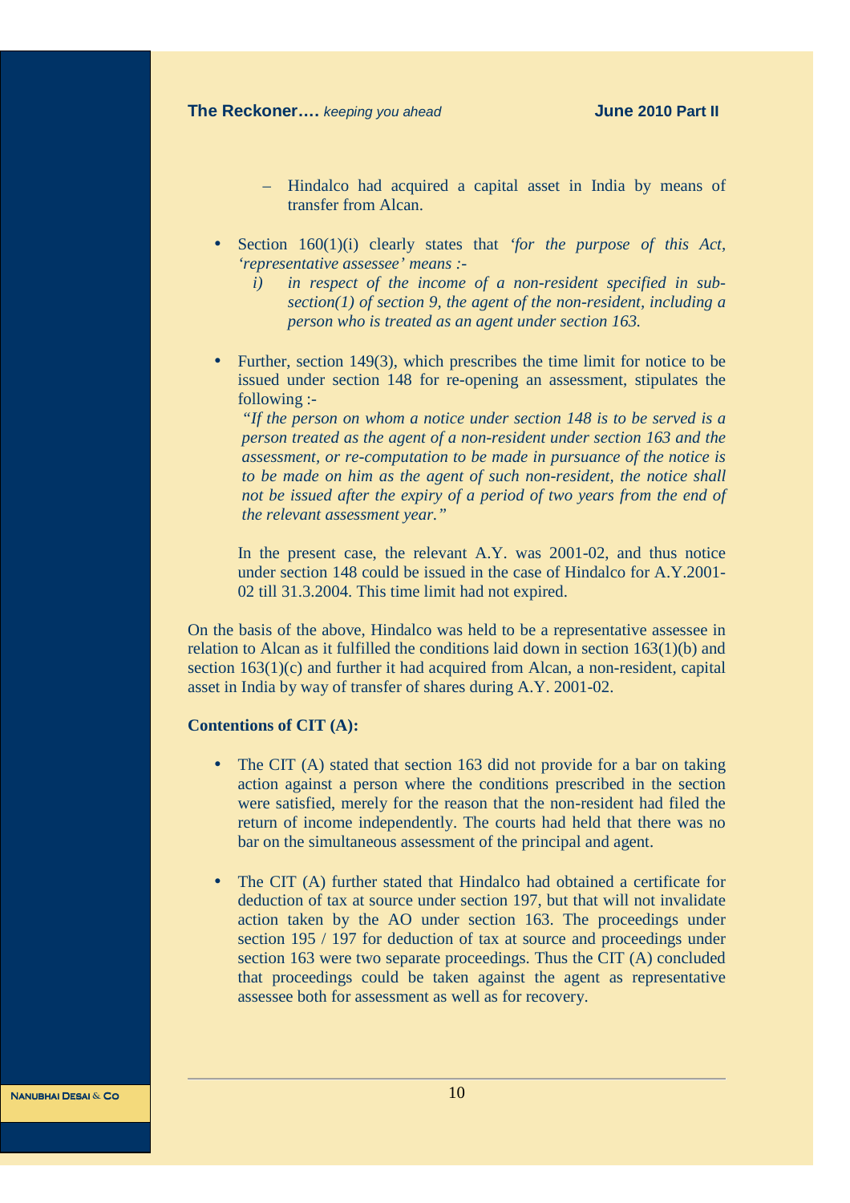- Hindalco had acquired a capital asset in India by means of transfer from Alcan.

- Section 160(1)(i) clearly states that *'for the purpose of this Act, 'representative assessee' means :-*
  - *i) in respect of the income of a non-resident specified in sub-section(1) of section 9, the agent of the non-resident, including a person who is treated as an agent under section 163.*

- Further, section 149(3), which prescribes the time limit for notice to be issued under section 148 for re-opening an assessment, stipulates the following :-

  *"If the person on whom a notice under section 148 is to be served is a person treated as the agent of a non-resident under section 163 and the assessment, or re-computation to be made in pursuance of the notice is to be made on him as the agent of such non-resident, the notice shall not be issued after the expiry of a period of two years from the end of the relevant assessment year."*

  In the present case, the relevant A.Y. was 2001-02, and thus notice under section 148 could be issued in the case of Hindalco for A.Y.2001-02 till 31.3.2004. This time limit had not expired.

On the basis of the above, Hindalco was held to be a representative assessee in relation to Alcan as it fulfilled the conditions laid down in section 163(1)(b) and section 163(1)(c) and further it had acquired from Alcan, a non-resident, capital asset in India by way of transfer of shares during A.Y. 2001-02.

**Contentions of CIT (A):**

- The CIT (A) stated that section 163 did not provide for a bar on taking action against a person where the conditions prescribed in the section were satisfied, merely for the reason that the non-resident had filed the return of income independently. The courts had held that there was no bar on the simultaneous assessment of the principal and agent.

- The CIT (A) further stated that Hindalco had obtained a certificate for deduction of tax at source under section 197, but that will not invalidate action taken by the AO under section 163. The proceedings under section 195 / 197 for deduction of tax at source and proceedings under section 163 were two separate proceedings. Thus the CIT (A) concluded that proceedings could be taken against the agent as representative assessee both for assessment as well as for recovery.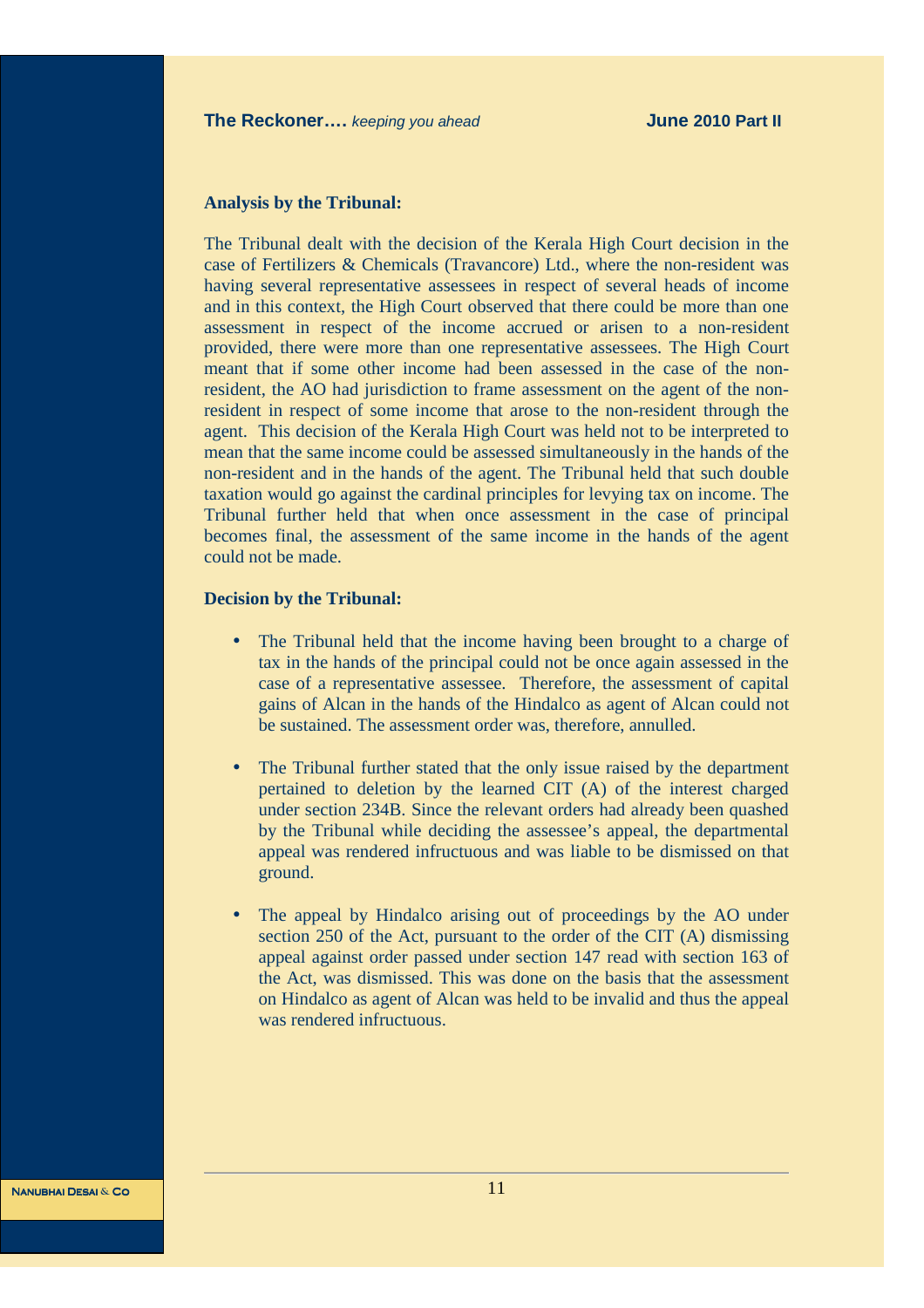**Analysis by the Tribunal:**

The Tribunal dealt with the decision of the Kerala High Court decision in the case of Fertilizers & Chemicals (Travancore) Ltd., where the non-resident was having several representative assessees in respect of several heads of income and in this context, the High Court observed that there could be more than one assessment in respect of the income accrued or arisen to a non-resident provided, there were more than one representative assessees. The High Court meant that if some other income had been assessed in the case of the non-resident, the AO had jurisdiction to frame assessment on the agent of the non-resident in respect of some income that arose to the non-resident through the agent. This decision of the Kerala High Court was held not to be interpreted to mean that the same income could be assessed simultaneously in the hands of the non-resident and in the hands of the agent. The Tribunal held that such double taxation would go against the cardinal principles for levying tax on income. The Tribunal further held that when once assessment in the case of principal becomes final, the assessment of the same income in the hands of the agent could not be made.

**Decision by the Tribunal:**

- The Tribunal held that the income having been brought to a charge of tax in the hands of the principal could not be once again assessed in the case of a representative assessee. Therefore, the assessment of capital gains of Alcan in the hands of the Hindalco as agent of Alcan could not be sustained. The assessment order was, therefore, annulled.

- The Tribunal further stated that the only issue raised by the department pertained to deletion by the learned CIT (A) of the interest charged under section 234B. Since the relevant orders had already been quashed by the Tribunal while deciding the assessee's appeal, the departmental appeal was rendered infructuous and was liable to be dismissed on that ground.

- The appeal by Hindalco arising out of proceedings by the AO under section 250 of the Act, pursuant to the order of the CIT (A) dismissing appeal against order passed under section 147 read with section 163 of the Act, was dismissed. This was done on the basis that the assessment on Hindalco as agent of Alcan was held to be invalid and thus the appeal was rendered infructuous.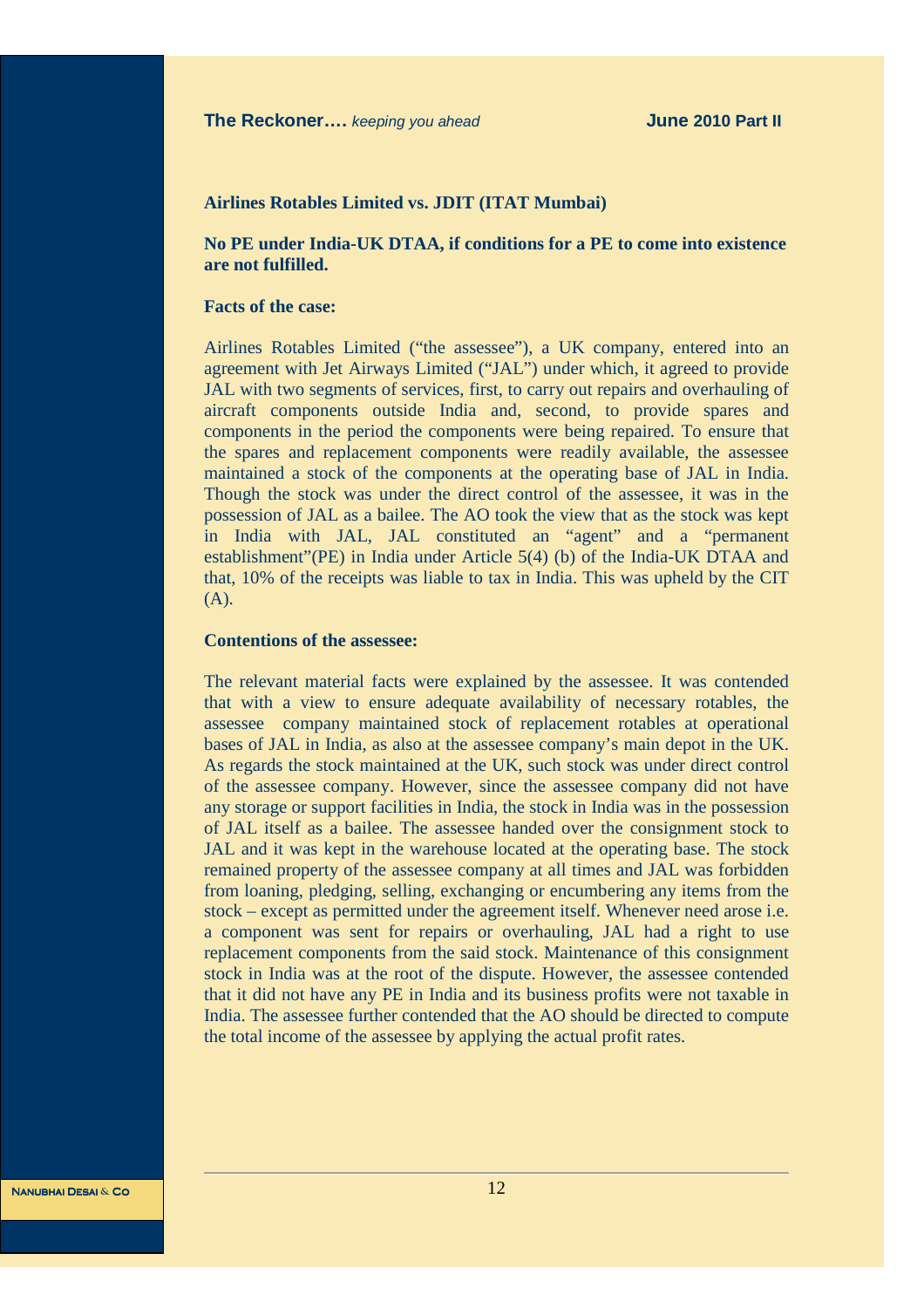**Airlines Rotables Limited vs. JDIT (ITAT Mumbai)**

**No PE under India-UK DTAA, if conditions for a PE to come into existence are not fulfilled.**

**Facts of the case:**

Airlines Rotables Limited ("the assessee"), a UK company, entered into an agreement with Jet Airways Limited ("JAL") under which, it agreed to provide JAL with two segments of services, first, to carry out repairs and overhauling of aircraft components outside India and, second, to provide spares and components in the period the components were being repaired. To ensure that the spares and replacement components were readily available, the assessee maintained a stock of the components at the operating base of JAL in India. Though the stock was under the direct control of the assessee, it was in the possession of JAL as a bailee. The AO took the view that as the stock was kept in India with JAL, JAL constituted an "agent" and a "permanent establishment"(PE) in India under Article 5(4) (b) of the India-UK DTAA and that, 10% of the receipts was liable to tax in India. This was upheld by the CIT (A).

**Contentions of the assessee:**

The relevant material facts were explained by the assessee. It was contended that with a view to ensure adequate availability of necessary rotables, the assessee company maintained stock of replacement rotables at operational bases of JAL in India, as also at the assessee company's main depot in the UK. As regards the stock maintained at the UK, such stock was under direct control of the assessee company. However, since the assessee company did not have any storage or support facilities in India, the stock in India was in the possession of JAL itself as a bailee. The assessee handed over the consignment stock to JAL and it was kept in the warehouse located at the operating base. The stock remained property of the assessee company at all times and JAL was forbidden from loaning, pledging, selling, exchanging or encumbering any items from the stock – except as permitted under the agreement itself. Whenever need arose i.e. a component was sent for repairs or overhauling, JAL had a right to use replacement components from the said stock. Maintenance of this consignment stock in India was at the root of the dispute. However, the assessee contended that it did not have any PE in India and its business profits were not taxable in India. The assessee further contended that the AO should be directed to compute the total income of the assessee by applying the actual profit rates.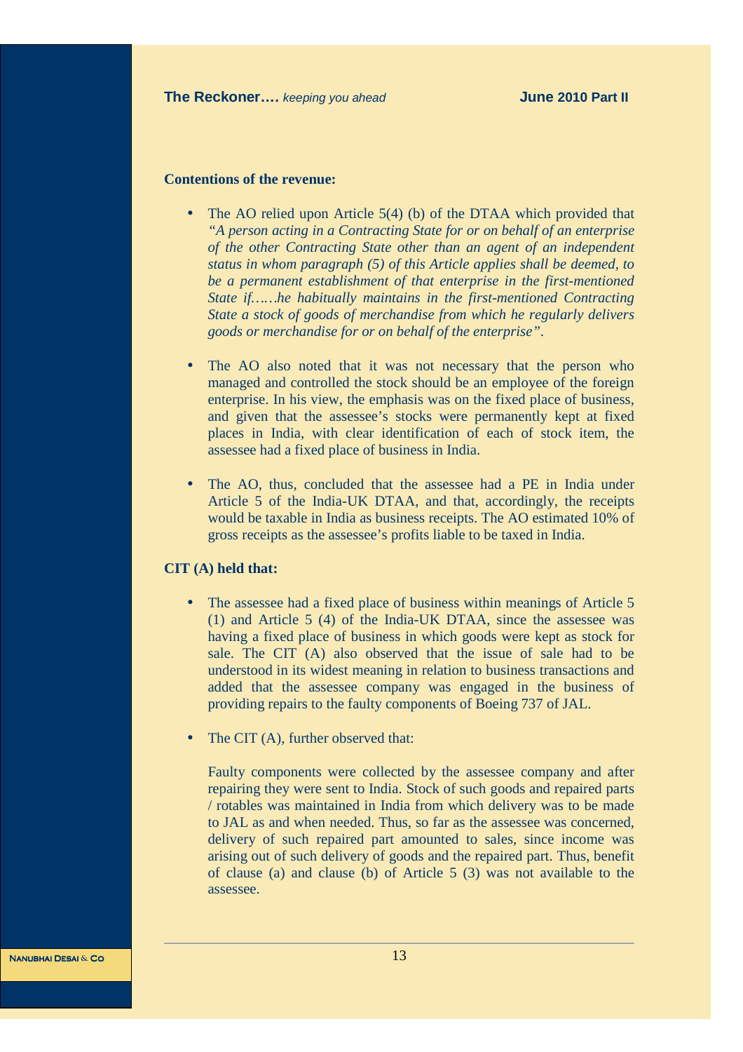**Contentions of the revenue:**

- The AO relied upon Article 5(4) (b) of the DTAA which provided that *"A person acting in a Contracting State for or on behalf of an enterprise of the other Contracting State other than an agent of an independent status in whom paragraph (5) of this Article applies shall be deemed, to be a permanent establishment of that enterprise in the first-mentioned State if……he habitually maintains in the first-mentioned Contracting State a stock of goods of merchandise from which he regularly delivers goods or merchandise for or on behalf of the enterprise".*

- The AO also noted that it was not necessary that the person who managed and controlled the stock should be an employee of the foreign enterprise. In his view, the emphasis was on the fixed place of business, and given that the assessee's stocks were permanently kept at fixed places in India, with clear identification of each of stock item, the assessee had a fixed place of business in India.

- The AO, thus, concluded that the assessee had a PE in India under Article 5 of the India-UK DTAA, and that, accordingly, the receipts would be taxable in India as business receipts. The AO estimated 10% of gross receipts as the assessee's profits liable to be taxed in India.

**CIT (A) held that:**

- The assessee had a fixed place of business within meanings of Article 5 (1) and Article 5 (4) of the India-UK DTAA, since the assessee was having a fixed place of business in which goods were kept as stock for sale. The CIT (A) also observed that the issue of sale had to be understood in its widest meaning in relation to business transactions and added that the assessee company was engaged in the business of providing repairs to the faulty components of Boeing 737 of JAL.

- The CIT (A), further observed that:

  Faulty components were collected by the assessee company and after repairing they were sent to India. Stock of such goods and repaired parts / rotables was maintained in India from which delivery was to be made to JAL as and when needed. Thus, so far as the assessee was concerned, delivery of such repaired part amounted to sales, since income was arising out of such delivery of goods and the repaired part. Thus, benefit of clause (a) and clause (b) of Article 5 (3) was not available to the assessee.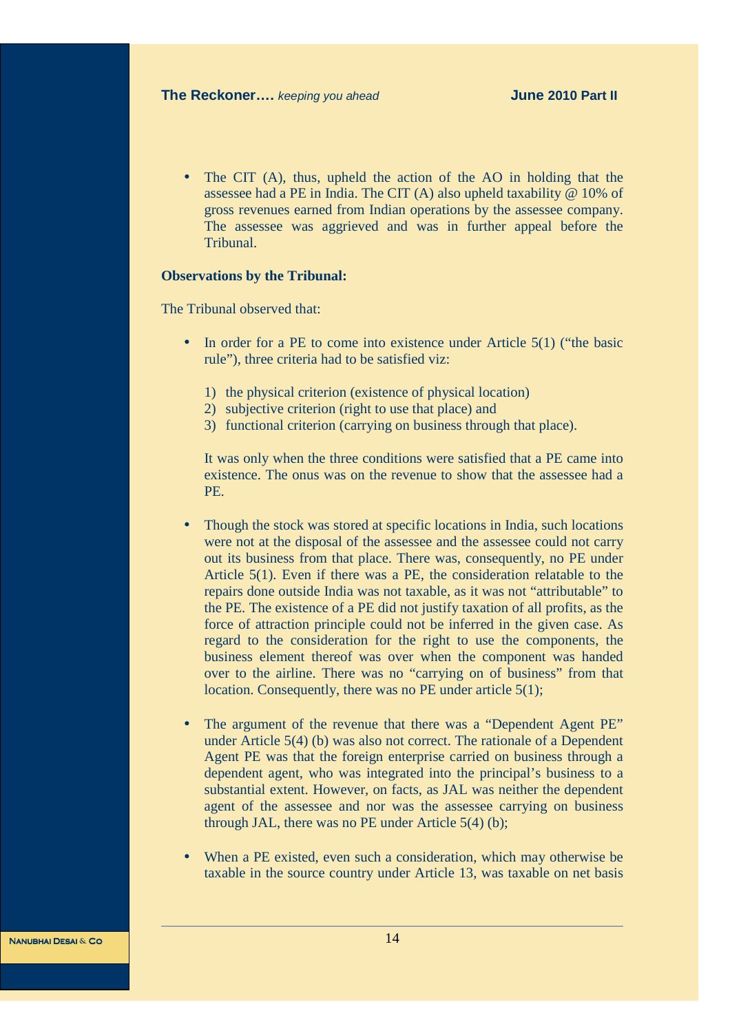- The CIT (A), thus, upheld the action of the AO in holding that the assessee had a PE in India. The CIT (A) also upheld taxability @ 10% of gross revenues earned from Indian operations by the assessee company. The assessee was aggrieved and was in further appeal before the Tribunal.

**Observations by the Tribunal:**

The Tribunal observed that:

- In order for a PE to come into existence under Article 5(1) ("the basic rule"), three criteria had to be satisfied viz:

  1) the physical criterion (existence of physical location)
  2) subjective criterion (right to use that place) and
  3) functional criterion (carrying on business through that place).

  It was only when the three conditions were satisfied that a PE came into existence. The onus was on the revenue to show that the assessee had a PE.

- Though the stock was stored at specific locations in India, such locations were not at the disposal of the assessee and the assessee could not carry out its business from that place. There was, consequently, no PE under Article 5(1). Even if there was a PE, the consideration relatable to the repairs done outside India was not taxable, as it was not "attributable" to the PE. The existence of a PE did not justify taxation of all profits, as the force of attraction principle could not be inferred in the given case. As regard to the consideration for the right to use the components, the business element thereof was over when the component was handed over to the airline. There was no "carrying on of business" from that location. Consequently, there was no PE under article 5(1);

- The argument of the revenue that there was a "Dependent Agent PE" under Article 5(4) (b) was also not correct. The rationale of a Dependent Agent PE was that the foreign enterprise carried on business through a dependent agent, who was integrated into the principal's business to a substantial extent. However, on facts, as JAL was neither the dependent agent of the assessee and nor was the assessee carrying on business through JAL, there was no PE under Article 5(4) (b);

- When a PE existed, even such a consideration, which may otherwise be taxable in the source country under Article 13, was taxable on net basis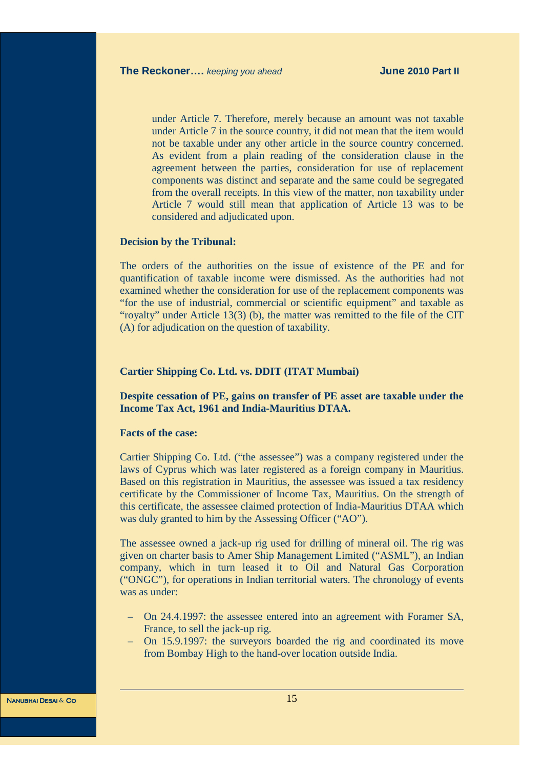under Article 7. Therefore, merely because an amount was not taxable under Article 7 in the source country, it did not mean that the item would not be taxable under any other article in the source country concerned. As evident from a plain reading of the consideration clause in the agreement between the parties, consideration for use of replacement components was distinct and separate and the same could be segregated from the overall receipts. In this view of the matter, non taxability under Article 7 would still mean that application of Article 13 was to be considered and adjudicated upon.

**Decision by the Tribunal:**

The orders of the authorities on the issue of existence of the PE and for quantification of taxable income were dismissed. As the authorities had not examined whether the consideration for use of the replacement components was "for the use of industrial, commercial or scientific equipment" and taxable as "royalty" under Article 13(3) (b), the matter was remitted to the file of the CIT (A) for adjudication on the question of taxability.

**Cartier Shipping Co. Ltd. vs. DDIT (ITAT Mumbai)**

**Despite cessation of PE, gains on transfer of PE asset are taxable under the Income Tax Act, 1961 and India-Mauritius DTAA.**

**Facts of the case:**

Cartier Shipping Co. Ltd. ("the assessee") was a company registered under the laws of Cyprus which was later registered as a foreign company in Mauritius. Based on this registration in Mauritius, the assessee was issued a tax residency certificate by the Commissioner of Income Tax, Mauritius. On the strength of this certificate, the assessee claimed protection of India-Mauritius DTAA which was duly granted to him by the Assessing Officer ("AO").

The assessee owned a jack-up rig used for drilling of mineral oil. The rig was given on charter basis to Amer Ship Management Limited ("ASML"), an Indian company, which in turn leased it to Oil and Natural Gas Corporation ("ONGC"), for operations in Indian territorial waters. The chronology of events was as under:

- On 24.4.1997: the assessee entered into an agreement with Foramer SA, France, to sell the jack-up rig.
- On 15.9.1997: the surveyors boarded the rig and coordinated its move from Bombay High to the hand-over location outside India.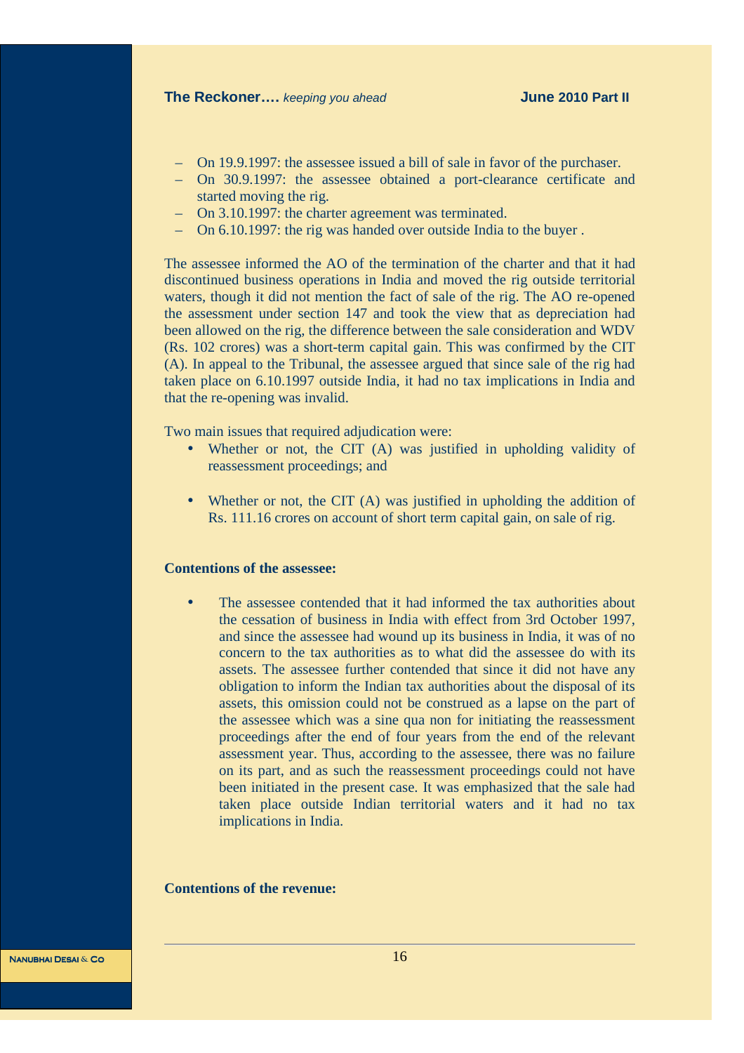- On 19.9.1997: the assessee issued a bill of sale in favor of the purchaser.
- On 30.9.1997: the assessee obtained a port-clearance certificate and started moving the rig.
- On 3.10.1997: the charter agreement was terminated.
- On 6.10.1997: the rig was handed over outside India to the buyer .

The assessee informed the AO of the termination of the charter and that it had discontinued business operations in India and moved the rig outside territorial waters, though it did not mention the fact of sale of the rig. The AO re-opened the assessment under section 147 and took the view that as depreciation had been allowed on the rig, the difference between the sale consideration and WDV (Rs. 102 crores) was a short-term capital gain. This was confirmed by the CIT (A). In appeal to the Tribunal, the assessee argued that since sale of the rig had taken place on 6.10.1997 outside India, it had no tax implications in India and that the re-opening was invalid.

Two main issues that required adjudication were:

- Whether or not, the CIT (A) was justified in upholding validity of reassessment proceedings; and
- Whether or not, the CIT (A) was justified in upholding the addition of Rs. 111.16 crores on account of short term capital gain, on sale of rig.

**Contentions of the assessee:**

- The assessee contended that it had informed the tax authorities about the cessation of business in India with effect from 3rd October 1997, and since the assessee had wound up its business in India, it was of no concern to the tax authorities as to what did the assessee do with its assets. The assessee further contended that since it did not have any obligation to inform the Indian tax authorities about the disposal of its assets, this omission could not be construed as a lapse on the part of the assessee which was a sine qua non for initiating the reassessment proceedings after the end of four years from the end of the relevant assessment year. Thus, according to the assessee, there was no failure on its part, and as such the reassessment proceedings could not have been initiated in the present case. It was emphasized that the sale had taken place outside Indian territorial waters and it had no tax implications in India.

**Contentions of the revenue:**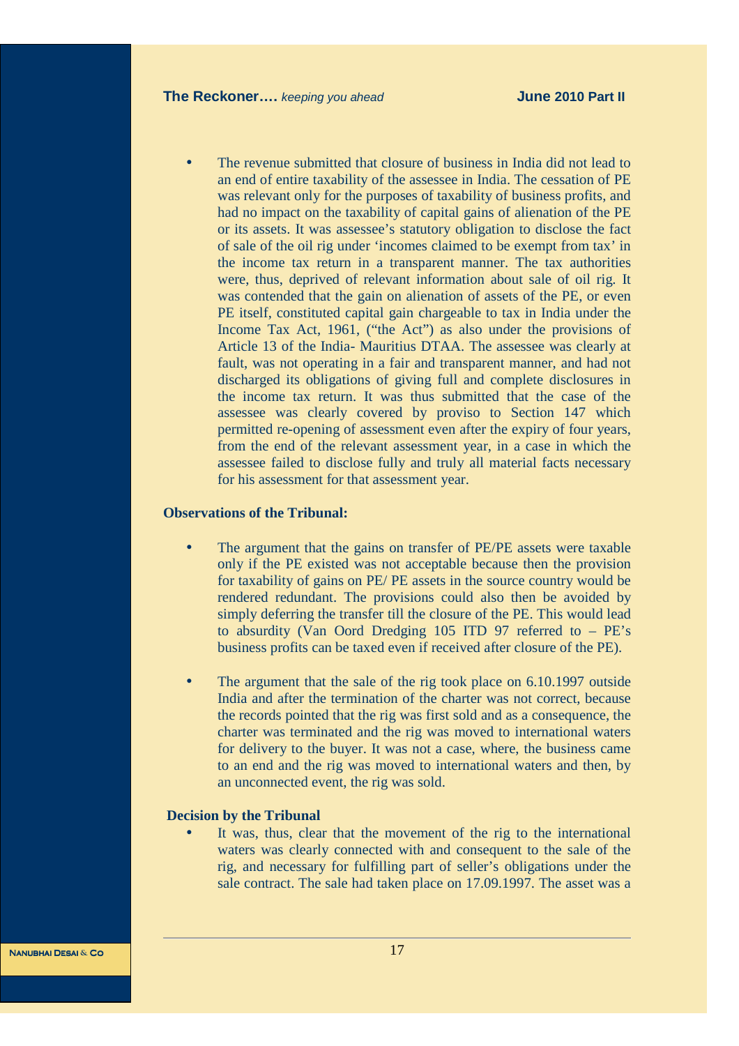- The revenue submitted that closure of business in India did not lead to an end of entire taxability of the assessee in India. The cessation of PE was relevant only for the purposes of taxability of business profits, and had no impact on the taxability of capital gains of alienation of the PE or its assets. It was assessee's statutory obligation to disclose the fact of sale of the oil rig under 'incomes claimed to be exempt from tax' in the income tax return in a transparent manner. The tax authorities were, thus, deprived of relevant information about sale of oil rig. It was contended that the gain on alienation of assets of the PE, or even PE itself, constituted capital gain chargeable to tax in India under the Income Tax Act, 1961, ("the Act") as also under the provisions of Article 13 of the India- Mauritius DTAA. The assessee was clearly at fault, was not operating in a fair and transparent manner, and had not discharged its obligations of giving full and complete disclosures in the income tax return. It was thus submitted that the case of the assessee was clearly covered by proviso to Section 147 which permitted re-opening of assessment even after the expiry of four years, from the end of the relevant assessment year, in a case in which the assessee failed to disclose fully and truly all material facts necessary for his assessment for that assessment year.

**Observations of the Tribunal:**

- The argument that the gains on transfer of PE/PE assets were taxable only if the PE existed was not acceptable because then the provision for taxability of gains on PE/ PE assets in the source country would be rendered redundant. The provisions could also then be avoided by simply deferring the transfer till the closure of the PE. This would lead to absurdity (Van Oord Dredging 105 ITD 97 referred to – PE's business profits can be taxed even if received after closure of the PE).

- The argument that the sale of the rig took place on 6.10.1997 outside India and after the termination of the charter was not correct, because the records pointed that the rig was first sold and as a consequence, the charter was terminated and the rig was moved to international waters for delivery to the buyer. It was not a case, where, the business came to an end and the rig was moved to international waters and then, by an unconnected event, the rig was sold.

**Decision by the Tribunal**

- It was, thus, clear that the movement of the rig to the international waters was clearly connected with and consequent to the sale of the rig, and necessary for fulfilling part of seller's obligations under the sale contract. The sale had taken place on 17.09.1997. The asset was a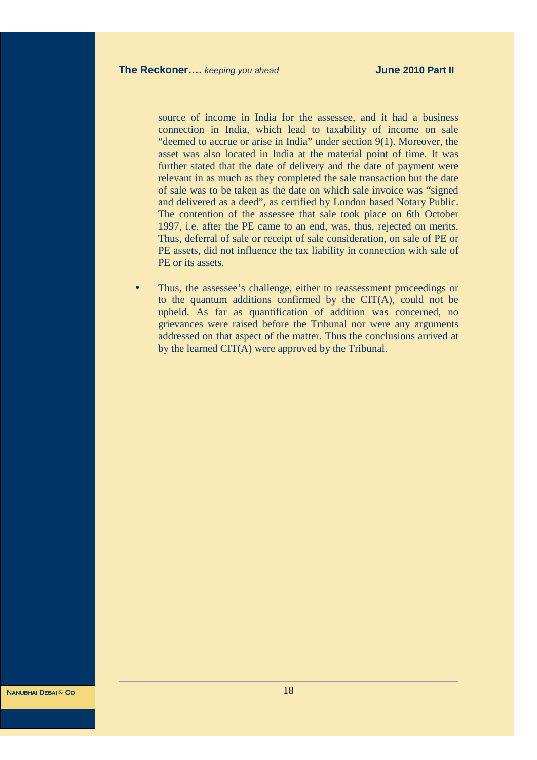source of income in India for the assessee, and it had a business connection in India, which lead to taxability of income on sale "deemed to accrue or arise in India" under section 9(1). Moreover, the asset was also located in India at the material point of time. It was further stated that the date of delivery and the date of payment were relevant in as much as they completed the sale transaction but the date of sale was to be taken as the date on which sale invoice was "signed and delivered as a deed", as certified by London based Notary Public. The contention of the assessee that sale took place on 6th October 1997, i.e. after the PE came to an end, was, thus, rejected on merits. Thus, deferral of sale or receipt of sale consideration, on sale of PE or PE assets, did not influence the tax liability in connection with sale of PE or its assets.

- Thus, the assessee's challenge, either to reassessment proceedings or to the quantum additions confirmed by the CIT(A), could not be upheld. As far as quantification of addition was concerned, no grievances were raised before the Tribunal nor were any arguments addressed on that aspect of the matter. Thus the conclusions arrived at by the learned CIT(A) were approved by the Tribunal.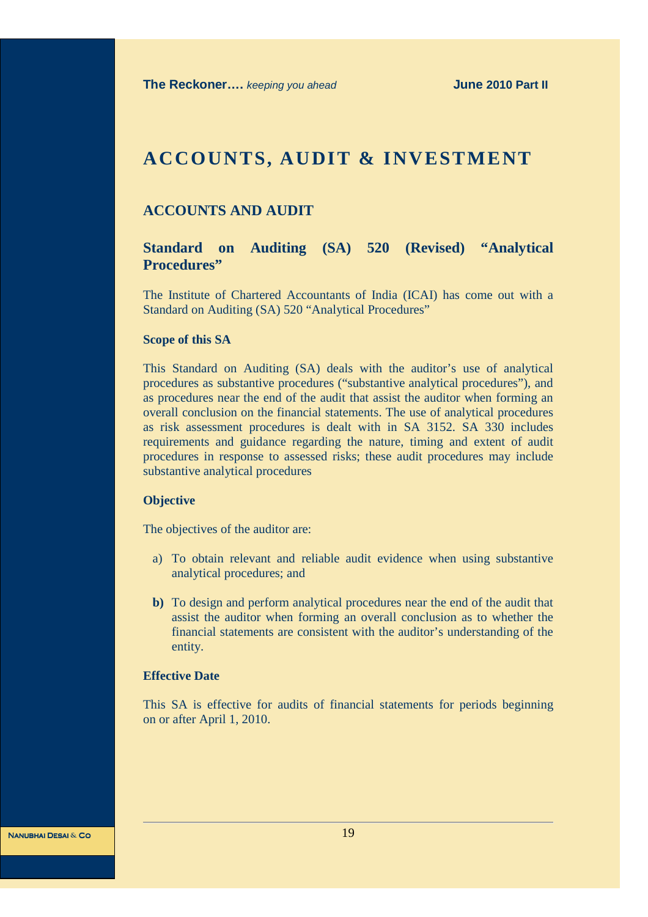# ACCOUNTS, AUDIT & INVESTMENT

## ACCOUNTS AND AUDIT

### Standard on Auditing (SA) 520 (Revised) "Analytical Procedures"

The Institute of Chartered Accountants of India (ICAI) has come out with a Standard on Auditing (SA) 520 "Analytical Procedures"

**Scope of this SA**

This Standard on Auditing (SA) deals with the auditor's use of analytical procedures as substantive procedures ("substantive analytical procedures"), and as procedures near the end of the audit that assist the auditor when forming an overall conclusion on the financial statements. The use of analytical procedures as risk assessment procedures is dealt with in SA 3152. SA 330 includes requirements and guidance regarding the nature, timing and extent of audit procedures in response to assessed risks; these audit procedures may include substantive analytical procedures

**Objective**

The objectives of the auditor are:

a) To obtain relevant and reliable audit evidence when using substantive analytical procedures; and

**b)** To design and perform analytical procedures near the end of the audit that assist the auditor when forming an overall conclusion as to whether the financial statements are consistent with the auditor's understanding of the entity.

**Effective Date**

This SA is effective for audits of financial statements for periods beginning on or after April 1, 2010.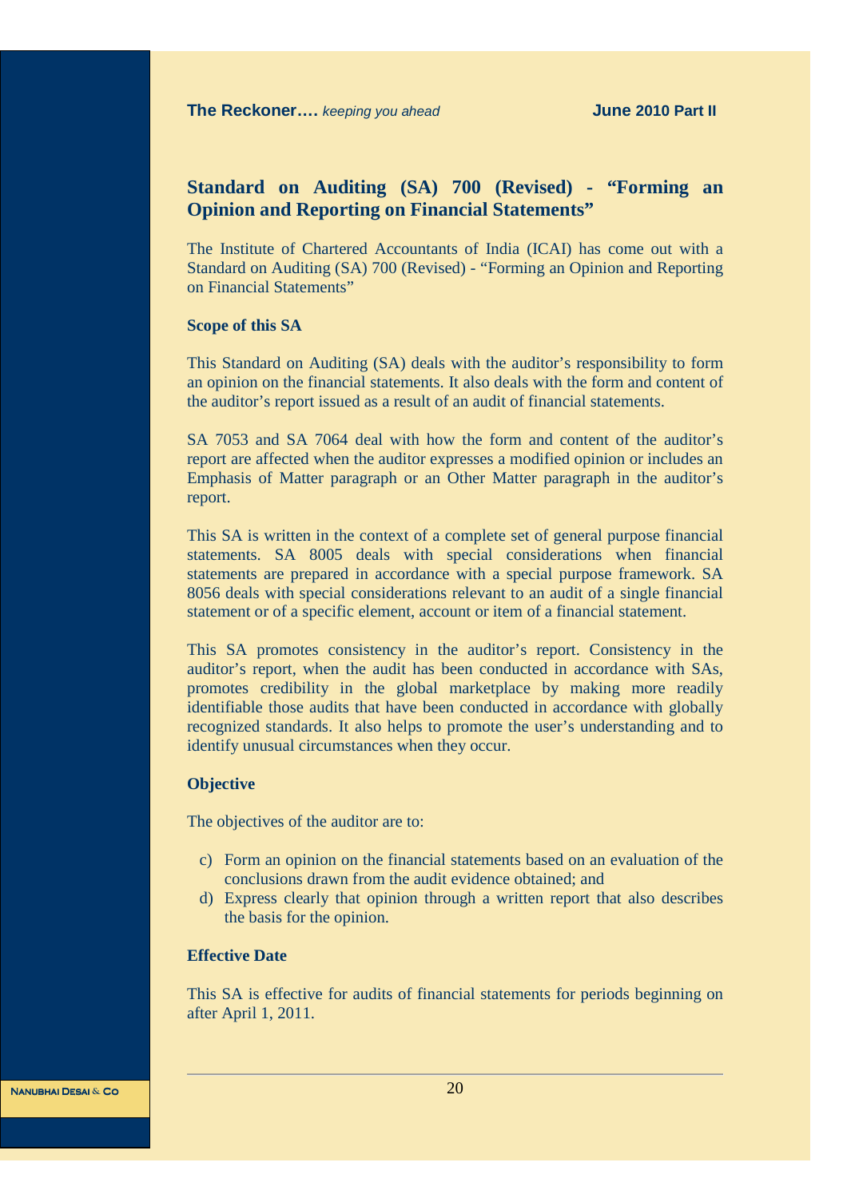## Standard on Auditing (SA) 700 (Revised) - "Forming an Opinion and Reporting on Financial Statements"

The Institute of Chartered Accountants of India (ICAI) has come out with a Standard on Auditing (SA) 700 (Revised) - "Forming an Opinion and Reporting on Financial Statements"

**Scope of this SA**

This Standard on Auditing (SA) deals with the auditor's responsibility to form an opinion on the financial statements. It also deals with the form and content of the auditor's report issued as a result of an audit of financial statements.

SA 705[3] and SA 706[4] deal with how the form and content of the auditor's report are affected when the auditor expresses a modified opinion or includes an Emphasis of Matter paragraph or an Other Matter paragraph in the auditor's report.

This SA is written in the context of a complete set of general purpose financial statements. SA 800[5] deals with special considerations when financial statements are prepared in accordance with a special purpose framework. SA 805[6] deals with special considerations relevant to an audit of a single financial statement or of a specific element, account or item of a financial statement.

This SA promotes consistency in the auditor's report. Consistency in the auditor's report, when the audit has been conducted in accordance with SAs, promotes credibility in the global marketplace by making more readily identifiable those audits that have been conducted in accordance with globally recognized standards. It also helps to promote the user's understanding and to identify unusual circumstances when they occur.

**Objective**

The objectives of the auditor are to:

c) Form an opinion on the financial statements based on an evaluation of the conclusions drawn from the audit evidence obtained; and
d) Express clearly that opinion through a written report that also describes the basis for the opinion.

**Effective Date**

This SA is effective for audits of financial statements for periods beginning on after April 1, 2011.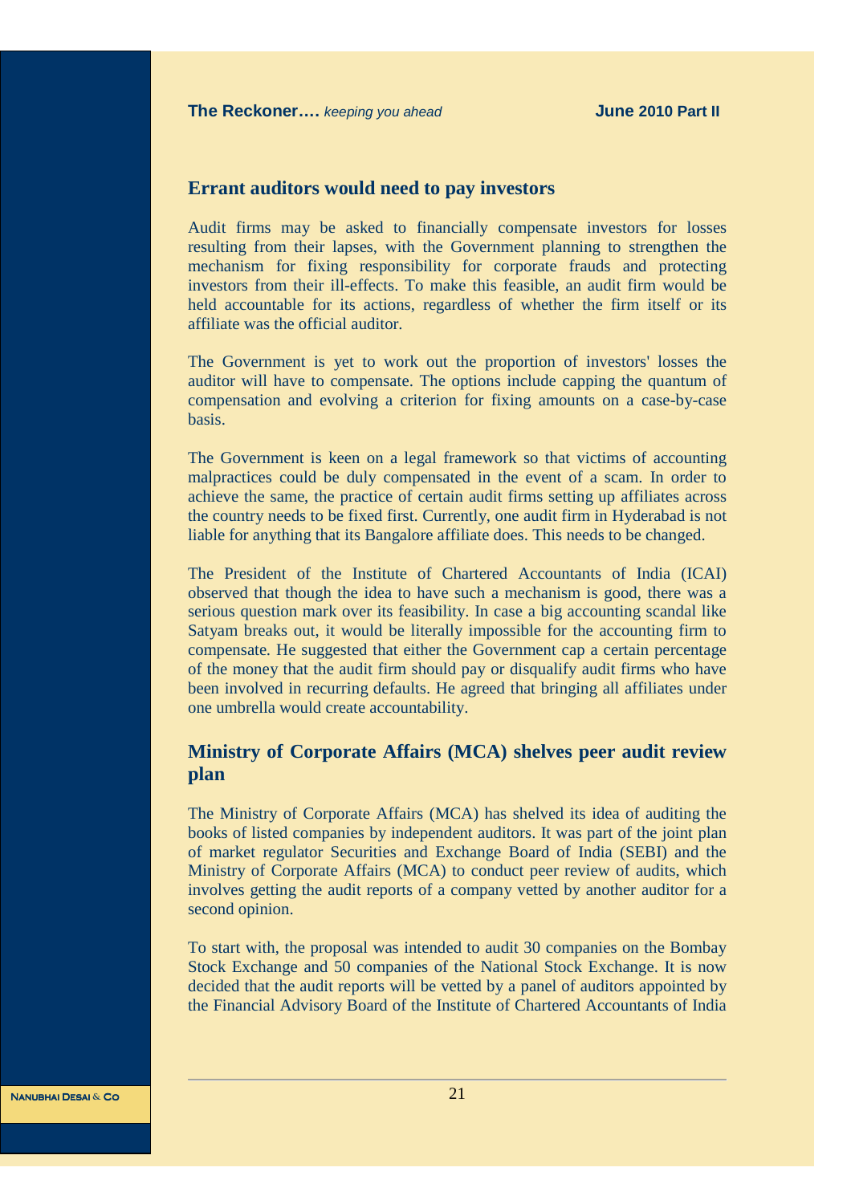## Errant auditors would need to pay investors

Audit firms may be asked to financially compensate investors for losses resulting from their lapses, with the Government planning to strengthen the mechanism for fixing responsibility for corporate frauds and protecting investors from their ill-effects. To make this feasible, an audit firm would be held accountable for its actions, regardless of whether the firm itself or its affiliate was the official auditor.

The Government is yet to work out the proportion of investors' losses the auditor will have to compensate. The options include capping the quantum of compensation and evolving a criterion for fixing amounts on a case-by-case basis.

The Government is keen on a legal framework so that victims of accounting malpractices could be duly compensated in the event of a scam. In order to achieve the same, the practice of certain audit firms setting up affiliates across the country needs to be fixed first. Currently, one audit firm in Hyderabad is not liable for anything that its Bangalore affiliate does. This needs to be changed.

The President of the Institute of Chartered Accountants of India (ICAI) observed that though the idea to have such a mechanism is good, there was a serious question mark over its feasibility. In case a big accounting scandal like Satyam breaks out, it would be literally impossible for the accounting firm to compensate. He suggested that either the Government cap a certain percentage of the money that the audit firm should pay or disqualify audit firms who have been involved in recurring defaults. He agreed that bringing all affiliates under one umbrella would create accountability.

## Ministry of Corporate Affairs (MCA) shelves peer audit review plan

The Ministry of Corporate Affairs (MCA) has shelved its idea of auditing the books of listed companies by independent auditors. It was part of the joint plan of market regulator Securities and Exchange Board of India (SEBI) and the Ministry of Corporate Affairs (MCA) to conduct peer review of audits, which involves getting the audit reports of a company vetted by another auditor for a second opinion.

To start with, the proposal was intended to audit 30 companies on the Bombay Stock Exchange and 50 companies of the National Stock Exchange. It is now decided that the audit reports will be vetted by a panel of auditors appointed by the Financial Advisory Board of the Institute of Chartered Accountants of India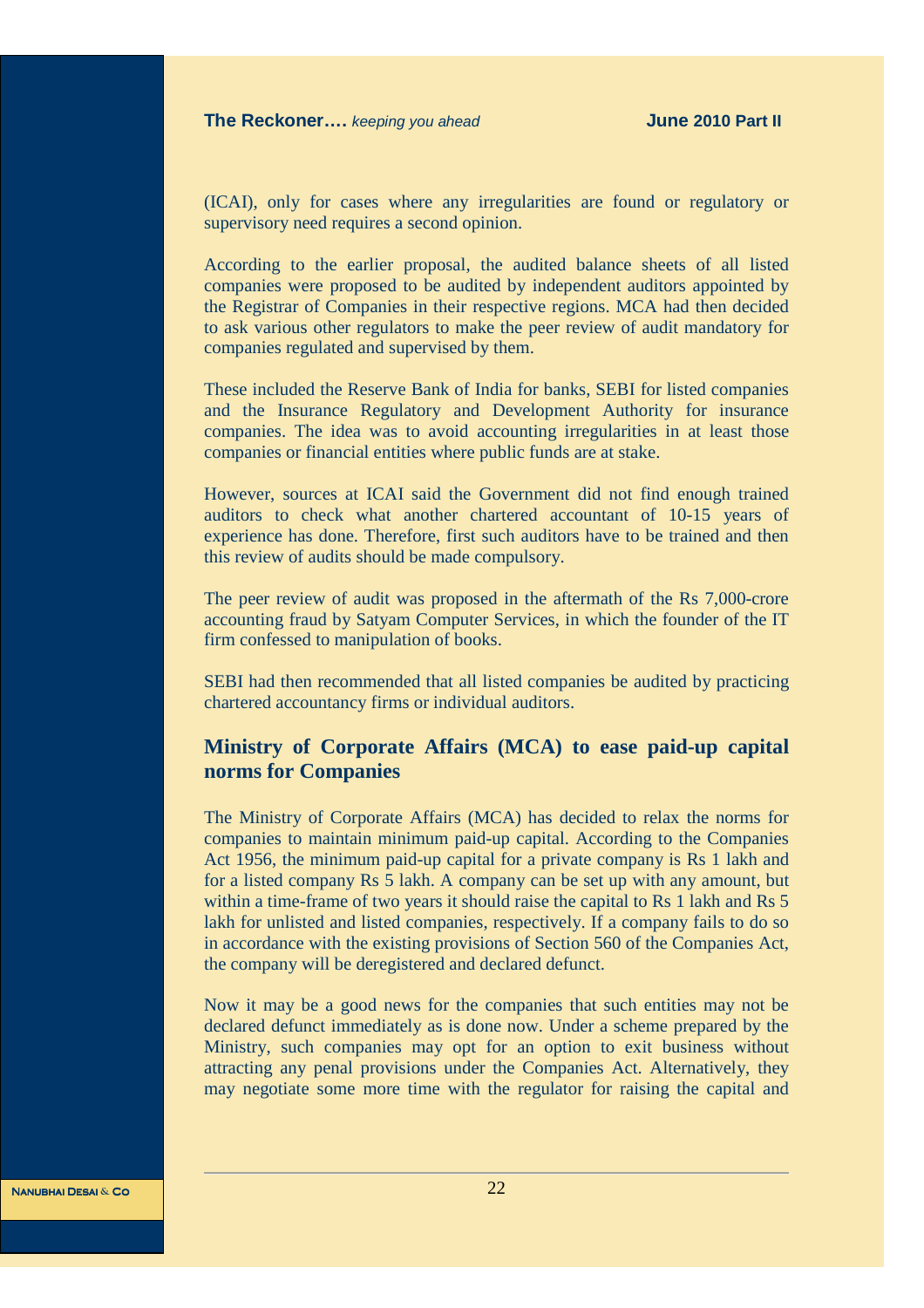(ICAI), only for cases where any irregularities are found or regulatory or supervisory need requires a second opinion.

According to the earlier proposal, the audited balance sheets of all listed companies were proposed to be audited by independent auditors appointed by the Registrar of Companies in their respective regions. MCA had then decided to ask various other regulators to make the peer review of audit mandatory for companies regulated and supervised by them.

These included the Reserve Bank of India for banks, SEBI for listed companies and the Insurance Regulatory and Development Authority for insurance companies. The idea was to avoid accounting irregularities in at least those companies or financial entities where public funds are at stake.

However, sources at ICAI said the Government did not find enough trained auditors to check what another chartered accountant of 10-15 years of experience has done. Therefore, first such auditors have to be trained and then this review of audits should be made compulsory.

The peer review of audit was proposed in the aftermath of the Rs 7,000-crore accounting fraud by Satyam Computer Services, in which the founder of the IT firm confessed to manipulation of books.

SEBI had then recommended that all listed companies be audited by practicing chartered accountancy firms or individual auditors.

## Ministry of Corporate Affairs (MCA) to ease paid-up capital norms for Companies

The Ministry of Corporate Affairs (MCA) has decided to relax the norms for companies to maintain minimum paid-up capital. According to the Companies Act 1956, the minimum paid-up capital for a private company is Rs 1 lakh and for a listed company Rs 5 lakh. A company can be set up with any amount, but within a time-frame of two years it should raise the capital to Rs 1 lakh and Rs 5 lakh for unlisted and listed companies, respectively. If a company fails to do so in accordance with the existing provisions of Section 560 of the Companies Act, the company will be deregistered and declared defunct.

Now it may be a good news for the companies that such entities may not be declared defunct immediately as is done now. Under a scheme prepared by the Ministry, such companies may opt for an option to exit business without attracting any penal provisions under the Companies Act. Alternatively, they may negotiate some more time with the regulator for raising the capital and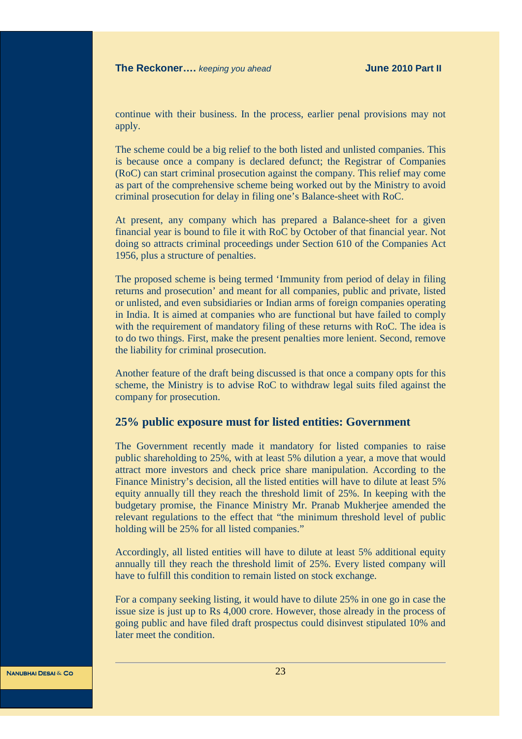continue with their business. In the process, earlier penal provisions may not apply.

The scheme could be a big relief to the both listed and unlisted companies. This is because once a company is declared defunct; the Registrar of Companies (RoC) can start criminal prosecution against the company. This relief may come as part of the comprehensive scheme being worked out by the Ministry to avoid criminal prosecution for delay in filing one's Balance-sheet with RoC.

At present, any company which has prepared a Balance-sheet for a given financial year is bound to file it with RoC by October of that financial year. Not doing so attracts criminal proceedings under Section 610 of the Companies Act 1956, plus a structure of penalties.

The proposed scheme is being termed 'Immunity from period of delay in filing returns and prosecution' and meant for all companies, public and private, listed or unlisted, and even subsidiaries or Indian arms of foreign companies operating in India. It is aimed at companies who are functional but have failed to comply with the requirement of mandatory filing of these returns with RoC. The idea is to do two things. First, make the present penalties more lenient. Second, remove the liability for criminal prosecution.

Another feature of the draft being discussed is that once a company opts for this scheme, the Ministry is to advise RoC to withdraw legal suits filed against the company for prosecution.

## 25% public exposure must for listed entities: Government

The Government recently made it mandatory for listed companies to raise public shareholding to 25%, with at least 5% dilution a year, a move that would attract more investors and check price share manipulation. According to the Finance Ministry's decision, all the listed entities will have to dilute at least 5% equity annually till they reach the threshold limit of 25%. In keeping with the budgetary promise, the Finance Ministry Mr. Pranab Mukherjee amended the relevant regulations to the effect that "the minimum threshold level of public holding will be 25% for all listed companies."

Accordingly, all listed entities will have to dilute at least 5% additional equity annually till they reach the threshold limit of 25%. Every listed company will have to fulfill this condition to remain listed on stock exchange.

For a company seeking listing, it would have to dilute 25% in one go in case the issue size is just up to Rs 4,000 crore. However, those already in the process of going public and have filed draft prospectus could disinvest stipulated 10% and later meet the condition.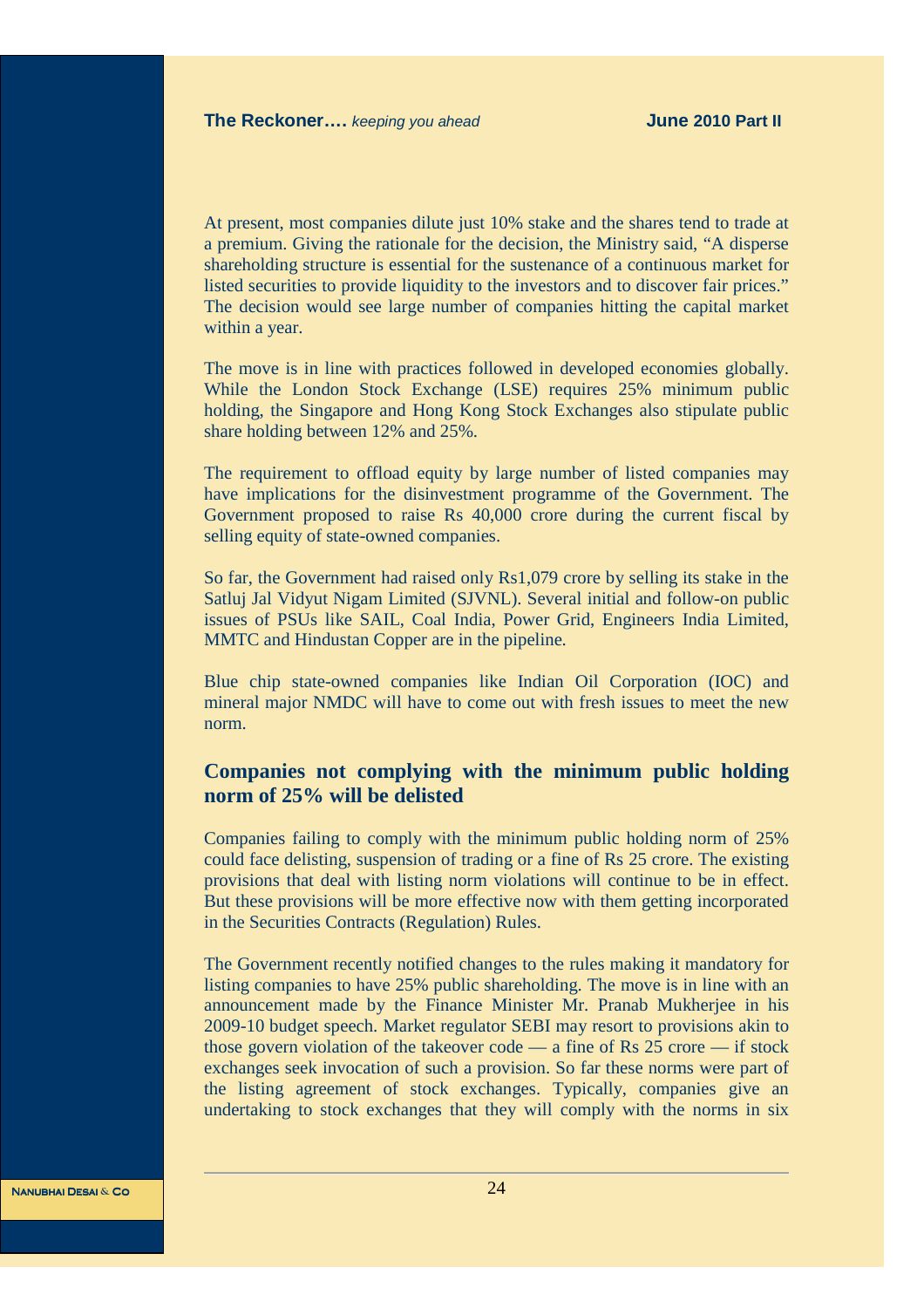At present, most companies dilute just 10% stake and the shares tend to trade at a premium. Giving the rationale for the decision, the Ministry said, "A disperse shareholding structure is essential for the sustenance of a continuous market for listed securities to provide liquidity to the investors and to discover fair prices." The decision would see large number of companies hitting the capital market within a year.

The move is in line with practices followed in developed economies globally. While the London Stock Exchange (LSE) requires 25% minimum public holding, the Singapore and Hong Kong Stock Exchanges also stipulate public share holding between 12% and 25%.

The requirement to offload equity by large number of listed companies may have implications for the disinvestment programme of the Government. The Government proposed to raise Rs 40,000 crore during the current fiscal by selling equity of state-owned companies.

So far, the Government had raised only Rs1,079 crore by selling its stake in the Satluj Jal Vidyut Nigam Limited (SJVNL). Several initial and follow-on public issues of PSUs like SAIL, Coal India, Power Grid, Engineers India Limited, MMTC and Hindustan Copper are in the pipeline.

Blue chip state-owned companies like Indian Oil Corporation (IOC) and mineral major NMDC will have to come out with fresh issues to meet the new norm.

## Companies not complying with the minimum public holding norm of 25% will be delisted

Companies failing to comply with the minimum public holding norm of 25% could face delisting, suspension of trading or a fine of Rs 25 crore. The existing provisions that deal with listing norm violations will continue to be in effect. But these provisions will be more effective now with them getting incorporated in the Securities Contracts (Regulation) Rules.

The Government recently notified changes to the rules making it mandatory for listing companies to have 25% public shareholding. The move is in line with an announcement made by the Finance Minister Mr. Pranab Mukherjee in his 2009-10 budget speech. Market regulator SEBI may resort to provisions akin to those govern violation of the takeover code — a fine of Rs 25 crore — if stock exchanges seek invocation of such a provision. So far these norms were part of the listing agreement of stock exchanges. Typically, companies give an undertaking to stock exchanges that they will comply with the norms in six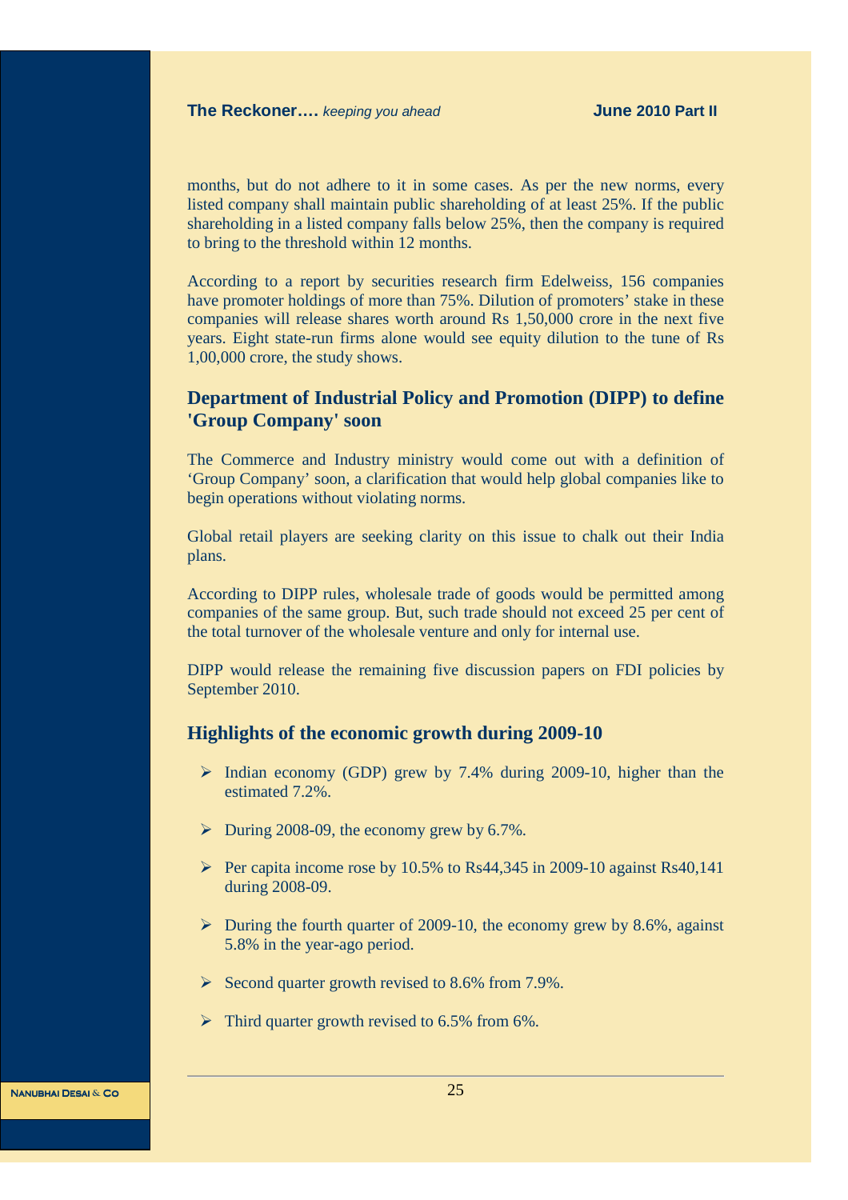months, but do not adhere to it in some cases. As per the new norms, every listed company shall maintain public shareholding of at least 25%. If the public shareholding in a listed company falls below 25%, then the company is required to bring to the threshold within 12 months.

According to a report by securities research firm Edelweiss, 156 companies have promoter holdings of more than 75%. Dilution of promoters' stake in these companies will release shares worth around Rs 1,50,000 crore in the next five years. Eight state-run firms alone would see equity dilution to the tune of Rs 1,00,000 crore, the study shows.

## Department of Industrial Policy and Promotion (DIPP) to define 'Group Company' soon

The Commerce and Industry ministry would come out with a definition of 'Group Company' soon, a clarification that would help global companies like to begin operations without violating norms.

Global retail players are seeking clarity on this issue to chalk out their India plans.

According to DIPP rules, wholesale trade of goods would be permitted among companies of the same group. But, such trade should not exceed 25 per cent of the total turnover of the wholesale venture and only for internal use.

DIPP would release the remaining five discussion papers on FDI policies by September 2010.

## Highlights of the economic growth during 2009-10

- Indian economy (GDP) grew by 7.4% during 2009-10, higher than the estimated 7.2%.
- During 2008-09, the economy grew by 6.7%.
- Per capita income rose by 10.5% to Rs44,345 in 2009-10 against Rs40,141 during 2008-09.
- During the fourth quarter of 2009-10, the economy grew by 8.6%, against 5.8% in the year-ago period.
- Second quarter growth revised to 8.6% from 7.9%.
- Third quarter growth revised to 6.5% from 6%.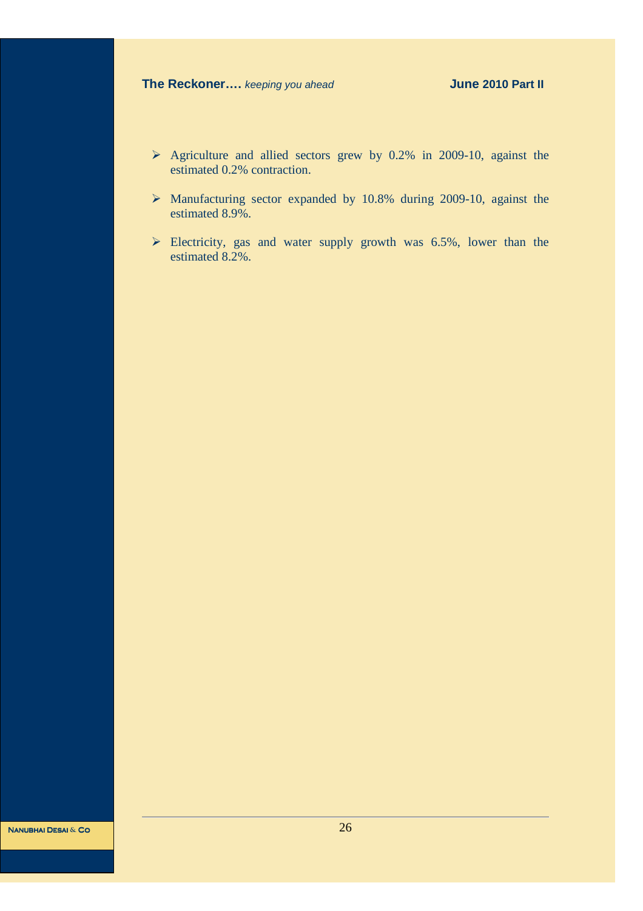- Agriculture and allied sectors grew by 0.2% in 2009-10, against the estimated 0.2% contraction.
- Manufacturing sector expanded by 10.8% during 2009-10, against the estimated 8.9%.
- Electricity, gas and water supply growth was 6.5%, lower than the estimated 8.2%.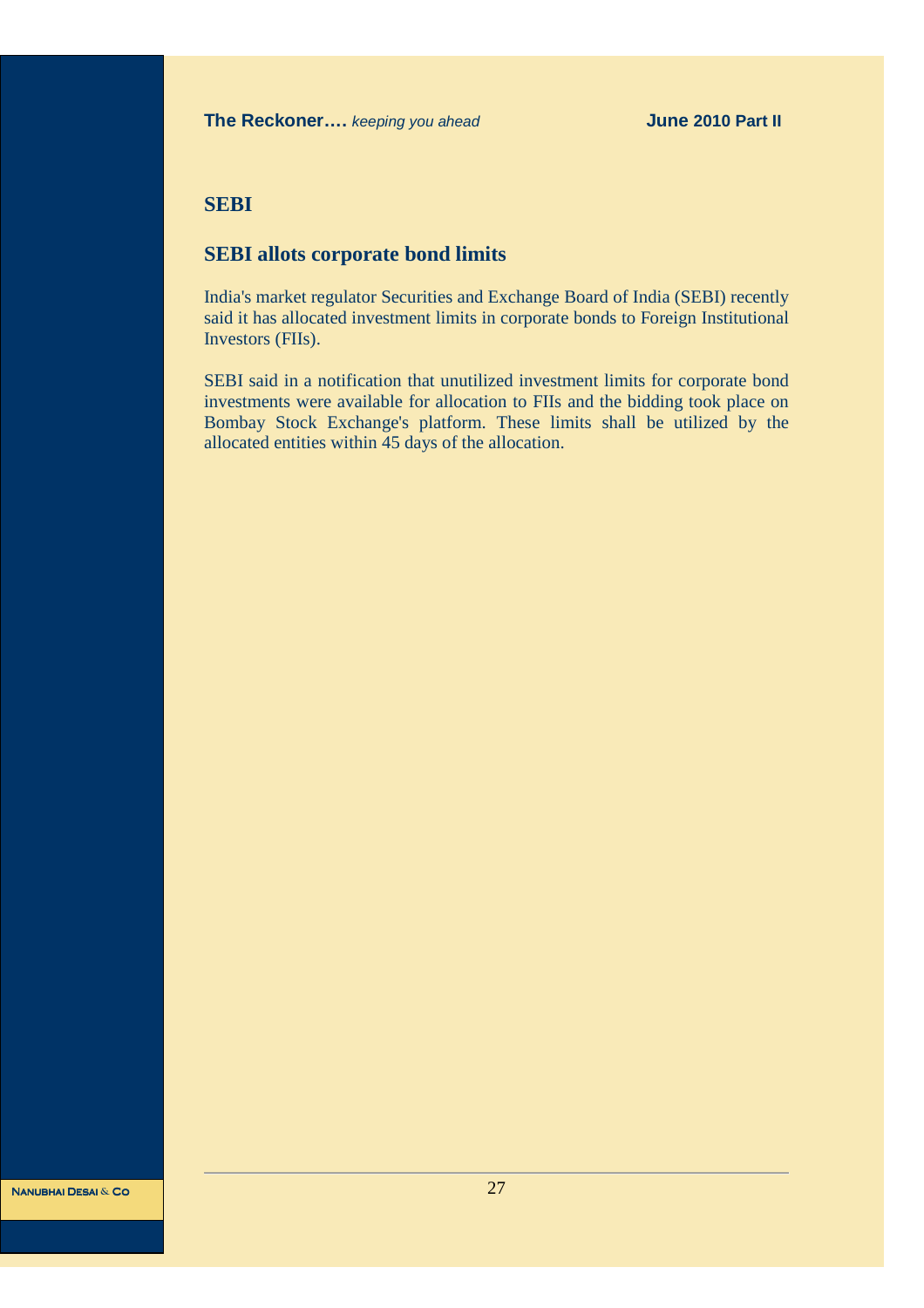## SEBI

### SEBI allots corporate bond limits

India's market regulator Securities and Exchange Board of India (SEBI) recently said it has allocated investment limits in corporate bonds to Foreign Institutional Investors (FIIs).

SEBI said in a notification that unutilized investment limits for corporate bond investments were available for allocation to FIIs and the bidding took place on Bombay Stock Exchange's platform. These limits shall be utilized by the allocated entities within 45 days of the allocation.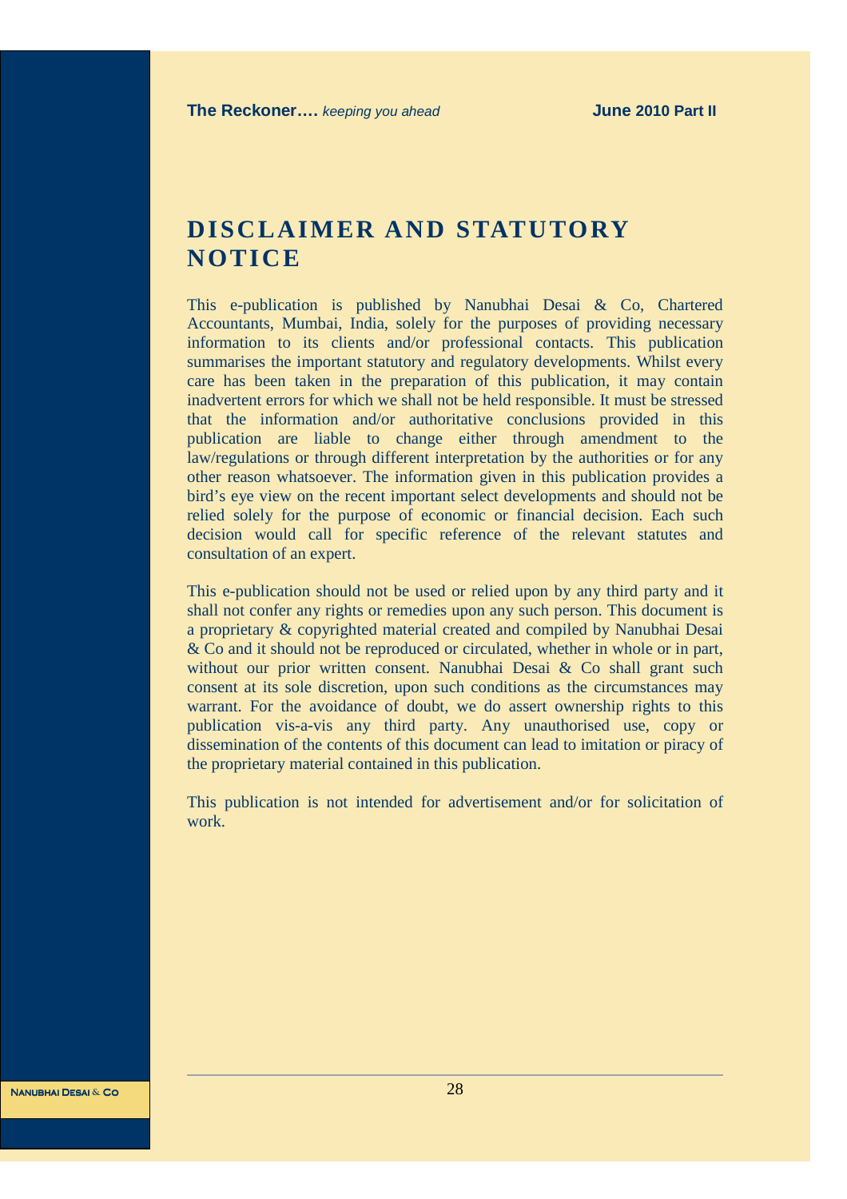# DISCLAIMER AND STATUTORY NOTICE

This e-publication is published by Nanubhai Desai & Co, Chartered Accountants, Mumbai, India, solely for the purposes of providing necessary information to its clients and/or professional contacts. This publication summarises the important statutory and regulatory developments. Whilst every care has been taken in the preparation of this publication, it may contain inadvertent errors for which we shall not be held responsible. It must be stressed that the information and/or authoritative conclusions provided in this publication are liable to change either through amendment to the law/regulations or through different interpretation by the authorities or for any other reason whatsoever. The information given in this publication provides a bird's eye view on the recent important select developments and should not be relied solely for the purpose of economic or financial decision. Each such decision would call for specific reference of the relevant statutes and consultation of an expert.

This e-publication should not be used or relied upon by any third party and it shall not confer any rights or remedies upon any such person. This document is a proprietary & copyrighted material created and compiled by Nanubhai Desai & Co and it should not be reproduced or circulated, whether in whole or in part, without our prior written consent. Nanubhai Desai & Co shall grant such consent at its sole discretion, upon such conditions as the circumstances may warrant. For the avoidance of doubt, we do assert ownership rights to this publication vis-a-vis any third party. Any unauthorised use, copy or dissemination of the contents of this document can lead to imitation or piracy of the proprietary material contained in this publication.

This publication is not intended for advertisement and/or for solicitation of work.